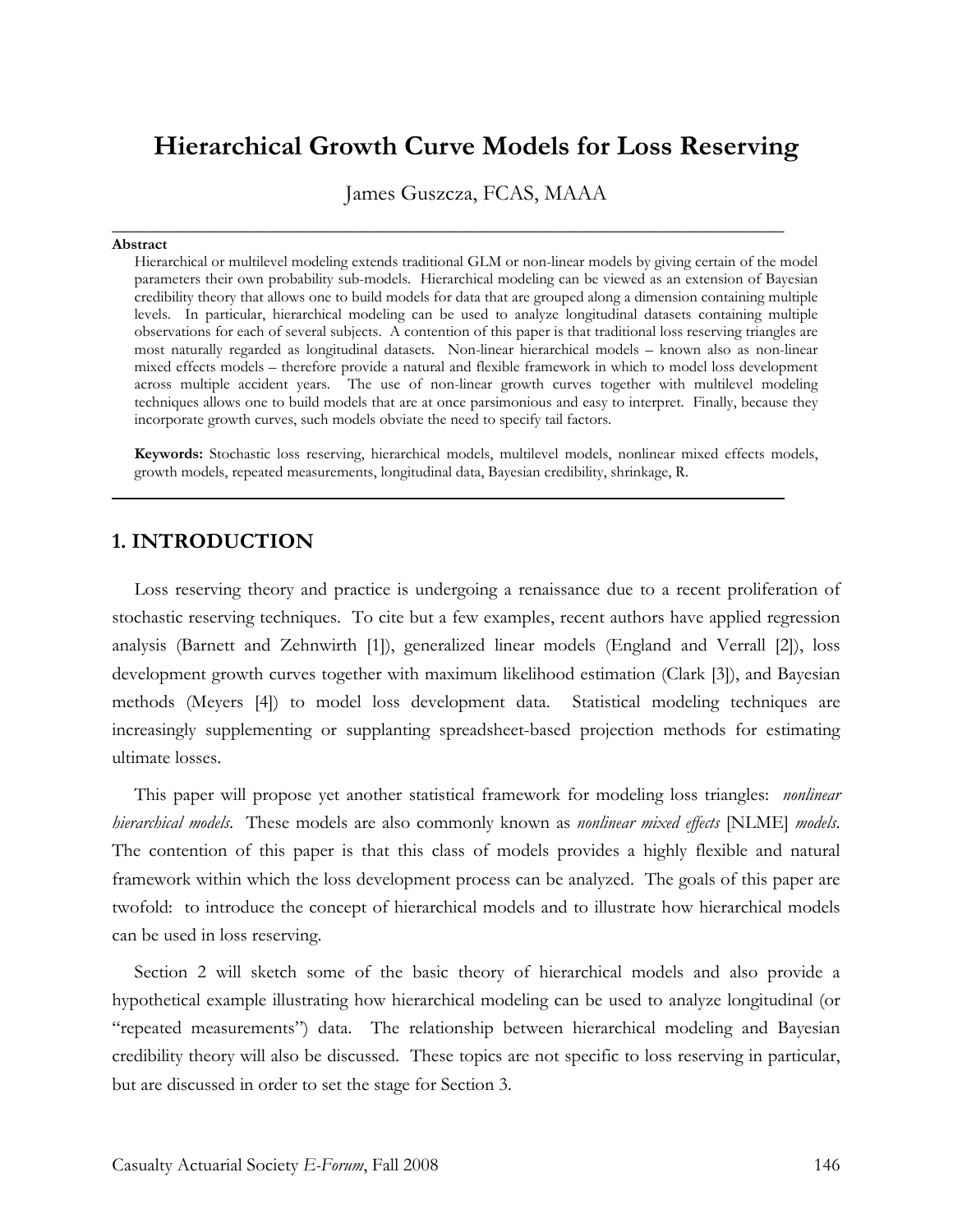# Hierarchical Growth Curve Models for Loss Reserving

James Guszcza, FCAS, MAAA

---

**Abstract**

Hierarchical or multilevel modeling extends traditional GLM or non-linear models by giving certain of the model parameters their own probability sub-models. Hierarchical modeling can be viewed as an extension of Bayesian credibility theory that allows one to build models for data that are grouped along a dimension containing multiple levels. In particular, hierarchical modeling can be used to analyze longitudinal datasets containing multiple observations for each of several subjects. A contention of this paper is that traditional loss reserving triangles are most naturally regarded as longitudinal datasets. Non-linear hierarchical models – known also as non-linear mixed effects models – therefore provide a natural and flexible framework in which to model loss development across multiple accident years. The use of non-linear growth curves together with multilevel modeling techniques allows one to build models that are at once parsimonious and easy to interpret. Finally, because they incorporate growth curves, such models obviate the need to specify tail factors.

**Keywords:** Stochastic loss reserving, hierarchical models, multilevel models, nonlinear mixed effects models, growth models, repeated measurements, longitudinal data, Bayesian credibility, shrinkage, R.

---

## 1. INTRODUCTION

Loss reserving theory and practice is undergoing a renaissance due to a recent proliferation of stochastic reserving techniques. To cite but a few examples, recent authors have applied regression analysis (Barnett and Zehnwirth [1]), generalized linear models (England and Verrall [2]), loss development growth curves together with maximum likelihood estimation (Clark [3]), and Bayesian methods (Meyers [4]) to model loss development data. Statistical modeling techniques are increasingly supplementing or supplanting spreadsheet-based projection methods for estimating ultimate losses.

This paper will propose yet another statistical framework for modeling loss triangles: *nonlinear hierarchical models*. These models are also commonly known as *nonlinear mixed effects* [NLME] *models*. The contention of this paper is that this class of models provides a highly flexible and natural framework within which the loss development process can be analyzed. The goals of this paper are twofold: to introduce the concept of hierarchical models and to illustrate how hierarchical models can be used in loss reserving.

Section 2 will sketch some of the basic theory of hierarchical models and also provide a hypothetical example illustrating how hierarchical modeling can be used to analyze longitudinal (or "repeated measurements") data. The relationship between hierarchical modeling and Bayesian credibility theory will also be discussed. These topics are not specific to loss reserving in particular, but are discussed in order to set the stage for Section 3.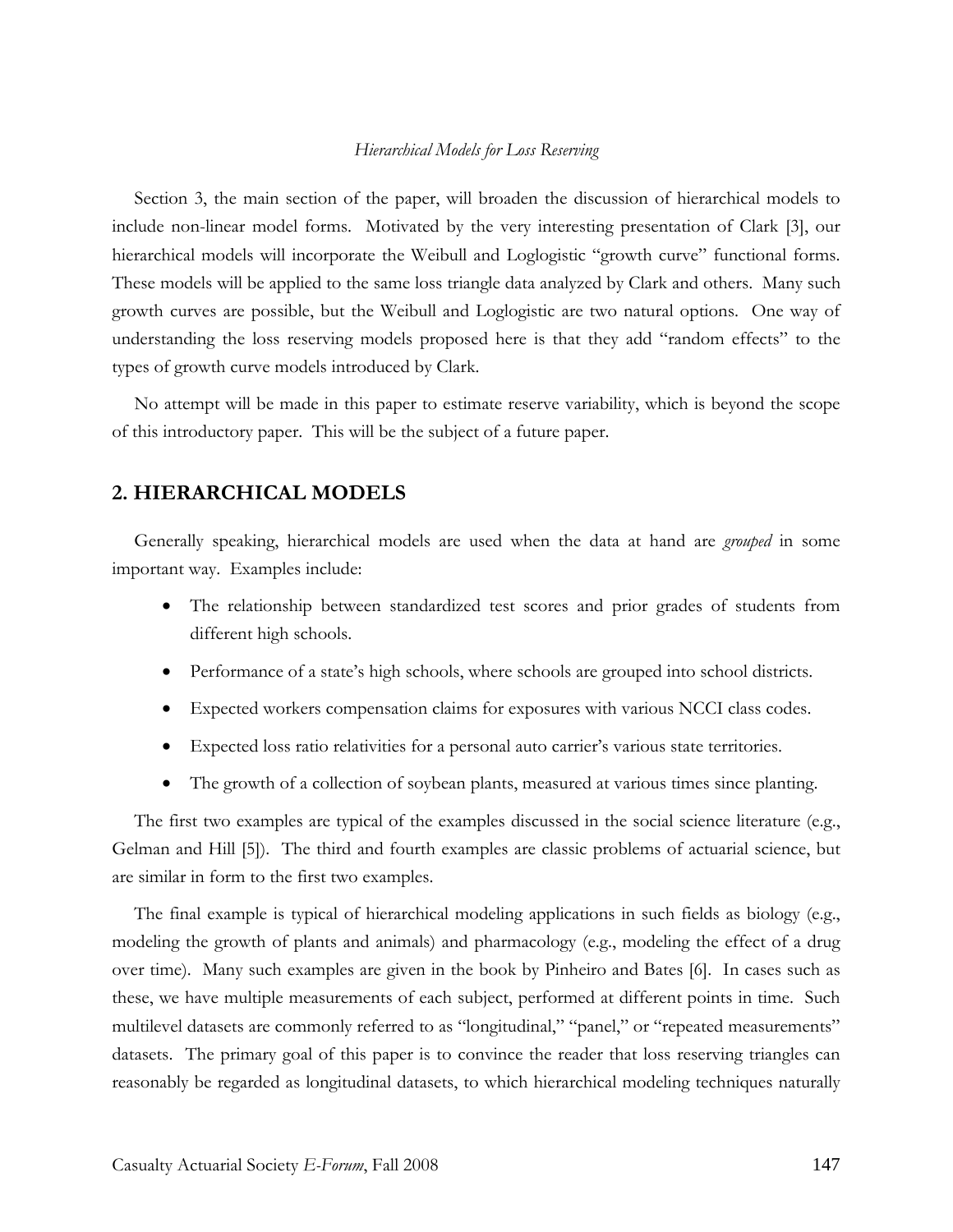Section 3, the main section of the paper, will broaden the discussion of hierarchical models to include non-linear model forms. Motivated by the very interesting presentation of Clark [3], our hierarchical models will incorporate the Weibull and Loglogistic "growth curve" functional forms. These models will be applied to the same loss triangle data analyzed by Clark and others. Many such growth curves are possible, but the Weibull and Loglogistic are two natural options. One way of understanding the loss reserving models proposed here is that they add "random effects" to the types of growth curve models introduced by Clark.

No attempt will be made in this paper to estimate reserve variability, which is beyond the scope of this introductory paper. This will be the subject of a future paper.

## 2. HIERARCHICAL MODELS

Generally speaking, hierarchical models are used when the data at hand are *grouped* in some important way. Examples include:

- The relationship between standardized test scores and prior grades of students from different high schools.
- Performance of a state's high schools, where schools are grouped into school districts.
- Expected workers compensation claims for exposures with various NCCI class codes.
- Expected loss ratio relativities for a personal auto carrier's various state territories.
- The growth of a collection of soybean plants, measured at various times since planting.

The first two examples are typical of the examples discussed in the social science literature (e.g., Gelman and Hill [5]). The third and fourth examples are classic problems of actuarial science, but are similar in form to the first two examples.

The final example is typical of hierarchical modeling applications in such fields as biology (e.g., modeling the growth of plants and animals) and pharmacology (e.g., modeling the effect of a drug over time). Many such examples are given in the book by Pinheiro and Bates [6]. In cases such as these, we have multiple measurements of each subject, performed at different points in time. Such multilevel datasets are commonly referred to as "longitudinal," "panel," or "repeated measurements" datasets. The primary goal of this paper is to convince the reader that loss reserving triangles can reasonably be regarded as longitudinal datasets, to which hierarchical modeling techniques naturally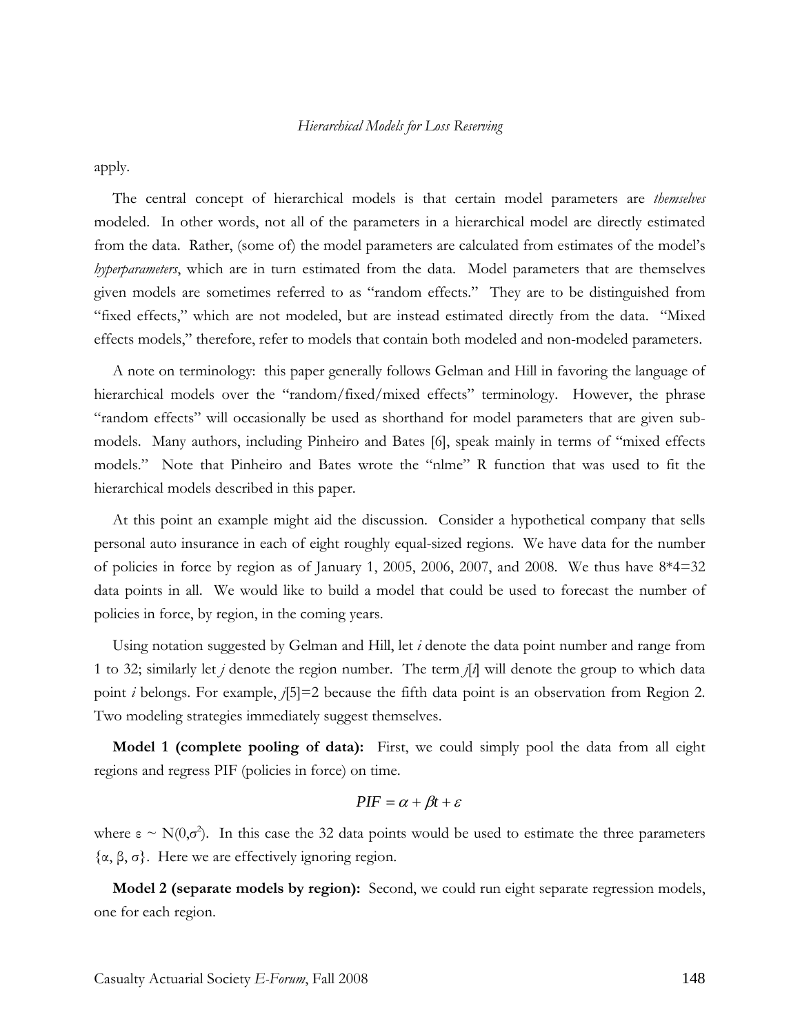apply.

The central concept of hierarchical models is that certain model parameters are *themselves* modeled. In other words, not all of the parameters in a hierarchical model are directly estimated from the data. Rather, (some of) the model parameters are calculated from estimates of the model's *hyperparameters*, which are in turn estimated from the data. Model parameters that are themselves given models are sometimes referred to as "random effects." They are to be distinguished from "fixed effects," which are not modeled, but are instead estimated directly from the data. "Mixed effects models," therefore, refer to models that contain both modeled and non-modeled parameters.

A note on terminology: this paper generally follows Gelman and Hill in favoring the language of hierarchical models over the "random/fixed/mixed effects" terminology. However, the phrase "random effects" will occasionally be used as shorthand for model parameters that are given sub-models. Many authors, including Pinheiro and Bates [6], speak mainly in terms of "mixed effects models." Note that Pinheiro and Bates wrote the "nlme" R function that was used to fit the hierarchical models described in this paper.

At this point an example might aid the discussion. Consider a hypothetical company that sells personal auto insurance in each of eight roughly equal-sized regions. We have data for the number of policies in force by region as of January 1, 2005, 2006, 2007, and 2008. We thus have 8*4=32 data points in all. We would like to build a model that could be used to forecast the number of policies in force, by region, in the coming years.

Using notation suggested by Gelman and Hill, let $i$ denote the data point number and range from 1 to 32; similarly let $j$ denote the region number. The term $j[i]$ will denote the group to which data point $i$ belongs. For example, $j[5]=2$ because the fifth data point is an observation from Region 2. Two modeling strategies immediately suggest themselves.

**Model 1 (complete pooling of data):** First, we could simply pool the data from all eight regions and regress PIF (policies in force) on time.

$$PIF = \alpha + \beta t + \varepsilon$$

where $\varepsilon \sim N(0,\sigma^2)$. In this case the 32 data points would be used to estimate the three parameters $\{\alpha, \beta, \sigma\}$. Here we are effectively ignoring region.

**Model 2 (separate models by region):** Second, we could run eight separate regression models, one for each region.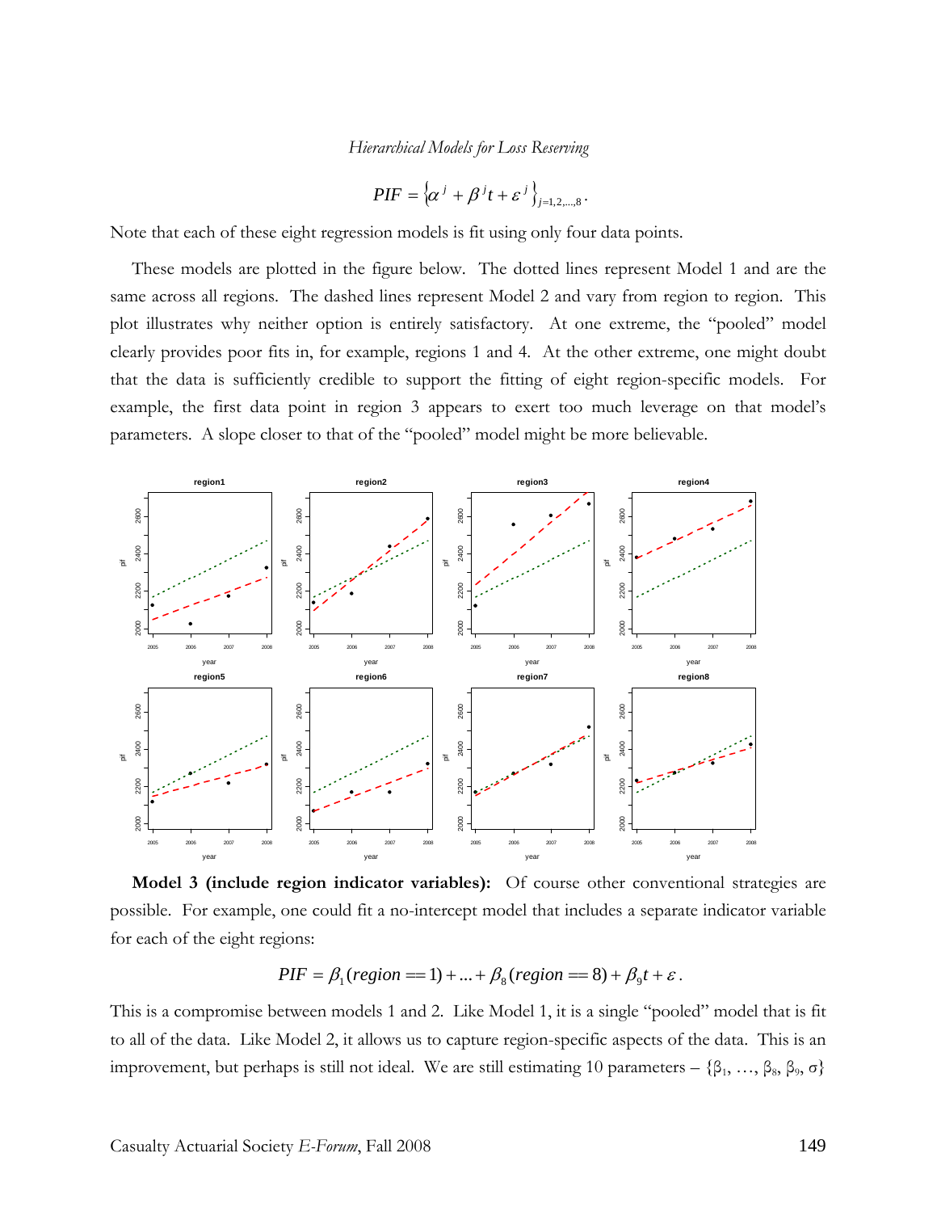$$PIF = \left\{ \alpha^j + \beta^j t + \varepsilon^j \right\}_{j=1,2,\ldots,8}.$$

Note that each of these eight regression models is fit using only four data points.

These models are plotted in the figure below. The dotted lines represent Model 1 and are the same across all regions. The dashed lines represent Model 2 and vary from region to region. This plot illustrates why neither option is entirely satisfactory. At one extreme, the "pooled" model clearly provides poor fits in, for example, regions 1 and 4. At the other extreme, one might doubt that the data is sufficiently credible to support the fitting of eight region-specific models. For example, the first data point in region 3 appears to exert too much leverage on that model's parameters. A slope closer to that of the "pooled" model might be more believable.

**Model 3 (include region indicator variables):** Of course other conventional strategies are possible. For example, one could fit a no-intercept model that includes a separate indicator variable for each of the eight regions:

$$PIF = \beta_1(region == 1) + \ldots + \beta_8(region == 8) + \beta_9 t + \varepsilon.$$

This is a compromise between models 1 and 2. Like Model 1, it is a single "pooled" model that is fit to all of the data. Like Model 2, it allows us to capture region-specific aspects of the data. This is an improvement, but perhaps is still not ideal. We are still estimating 10 parameters – $\{\beta_1, \ldots, \beta_8, \beta_9, \sigma\}$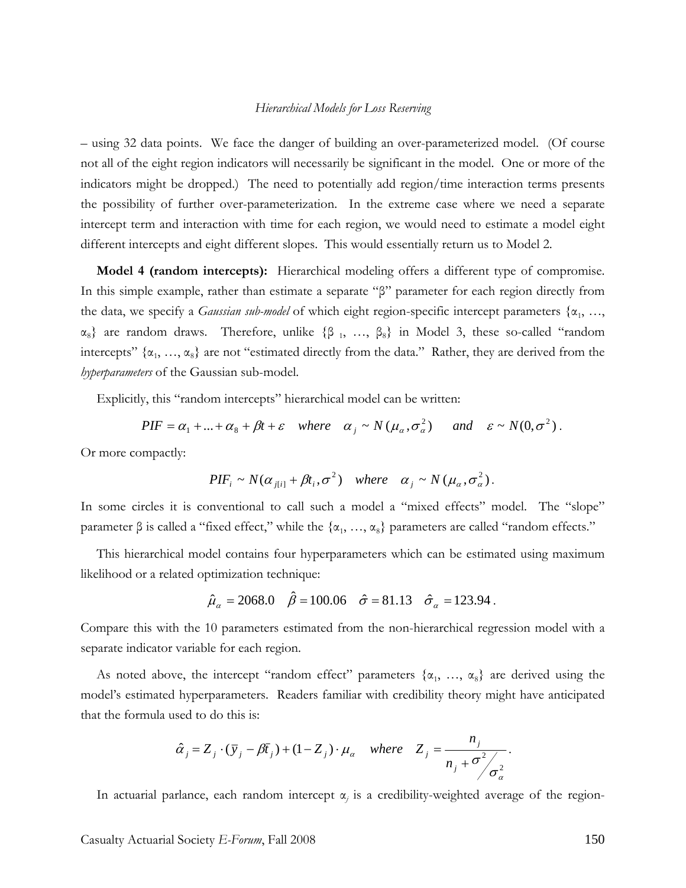– using 32 data points. We face the danger of building an over-parameterized model. (Of course not all of the eight region indicators will necessarily be significant in the model. One or more of the indicators might be dropped.) The need to potentially add region/time interaction terms presents the possibility of further over-parameterization. In the extreme case where we need a separate intercept term and interaction with time for each region, we would need to estimate a model eight different intercepts and eight different slopes. This would essentially return us to Model 2.

**Model 4 (random intercepts):** Hierarchical modeling offers a different type of compromise. In this simple example, rather than estimate a separate "β" parameter for each region directly from the data, we specify a *Gaussian sub-model* of which eight region-specific intercept parameters $\{\alpha_1, \ldots, \alpha_8\}$ are random draws. Therefore, unlike $\{\beta_1, \ldots, \beta_8\}$ in Model 3, these so-called "random intercepts" $\{\alpha_1, \ldots, \alpha_8\}$ are not "estimated directly from the data." Rather, they are derived from the *hyperparameters* of the Gaussian sub-model.

Explicitly, this "random intercepts" hierarchical model can be written:

$$PIF = \alpha_1 + \ldots + \alpha_8 + \beta t + \varepsilon \quad where \quad \alpha_j \sim N(\mu_\alpha, \sigma_\alpha^2) \quad and \quad \varepsilon \sim N(0, \sigma^2).$$

Or more compactly:

$$PIF_i \sim N(\alpha_{j[i]} + \beta t_i, \sigma^2) \quad where \quad \alpha_j \sim N(\mu_\alpha, \sigma_\alpha^2).$$

In some circles it is conventional to call such a model a "mixed effects" model. The "slope" parameter β is called a "fixed effect," while the $\{\alpha_1, \ldots, \alpha_8\}$ parameters are called "random effects."

This hierarchical model contains four hyperparameters which can be estimated using maximum likelihood or a related optimization technique:

$$\hat{\mu}_\alpha = 2068.0 \quad \hat{\beta} = 100.06 \quad \hat{\sigma} = 81.13 \quad \hat{\sigma}_\alpha = 123.94.$$

Compare this with the 10 parameters estimated from the non-hierarchical regression model with a separate indicator variable for each region.

As noted above, the intercept "random effect" parameters $\{\alpha_1, \ldots, \alpha_8\}$ are derived using the model's estimated hyperparameters. Readers familiar with credibility theory might have anticipated that the formula used to do this is:

$$\hat{\alpha}_j = Z_j \cdot (\bar{y}_j - \beta \bar{t}_j) + (1 - Z_j) \cdot \mu_\alpha \quad where \quad Z_j = \frac{n_j}{n_j + \sigma^2 / \sigma_\alpha^2}.$$

In actuarial parlance, each random intercept $\alpha_j$ is a credibility-weighted average of the region-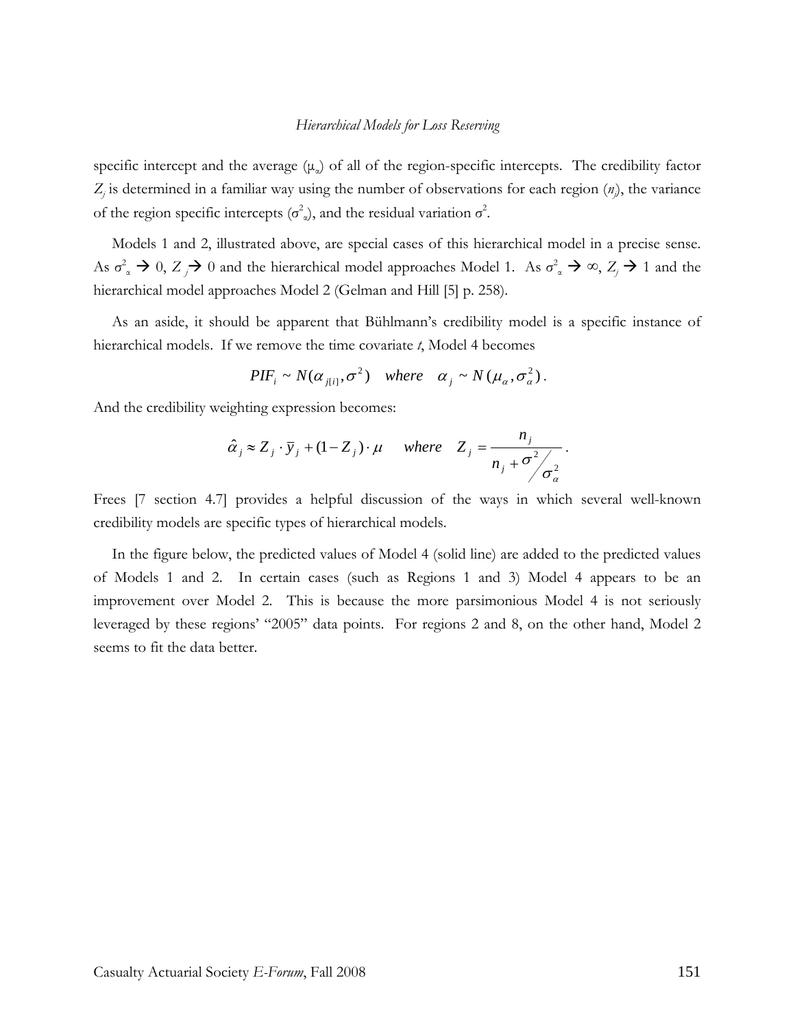specific intercept and the average ($\mu_\alpha$) of all of the region-specific intercepts. The credibility factor $Z_j$ is determined in a familiar way using the number of observations for each region ($n_j$), the variance of the region specific intercepts ($\sigma^2_\alpha$), and the residual variation $\sigma^2$.

Models 1 and 2, illustrated above, are special cases of this hierarchical model in a precise sense. As $\sigma^2_\alpha \rightarrow 0$, $Z_j \rightarrow 0$ and the hierarchical model approaches Model 1. As $\sigma^2_\alpha \rightarrow \infty$, $Z_j \rightarrow 1$ and the hierarchical model approaches Model 2 (Gelman and Hill [5] p. 258).

As an aside, it should be apparent that Bühlmann's credibility model is a specific instance of hierarchical models. If we remove the time covariate *t*, Model 4 becomes

$$PIF_i \sim N(\alpha_{j[i]}, \sigma^2) \quad where \quad \alpha_j \sim N(\mu_\alpha, \sigma^2_\alpha).$$

And the credibility weighting expression becomes:

$$\hat{\alpha}_j \approx Z_j \cdot \bar{y}_j + (1 - Z_j) \cdot \mu \quad where \quad Z_j = \frac{n_j}{n_j + \sigma^2 / \sigma^2_\alpha}.$$

Frees [7 section 4.7] provides a helpful discussion of the ways in which several well-known credibility models are specific types of hierarchical models.

In the figure below, the predicted values of Model 4 (solid line) are added to the predicted values of Models 1 and 2. In certain cases (such as Regions 1 and 3) Model 4 appears to be an improvement over Model 2. This is because the more parsimonious Model 4 is not seriously leveraged by these regions' "2005" data points. For regions 2 and 8, on the other hand, Model 2 seems to fit the data better.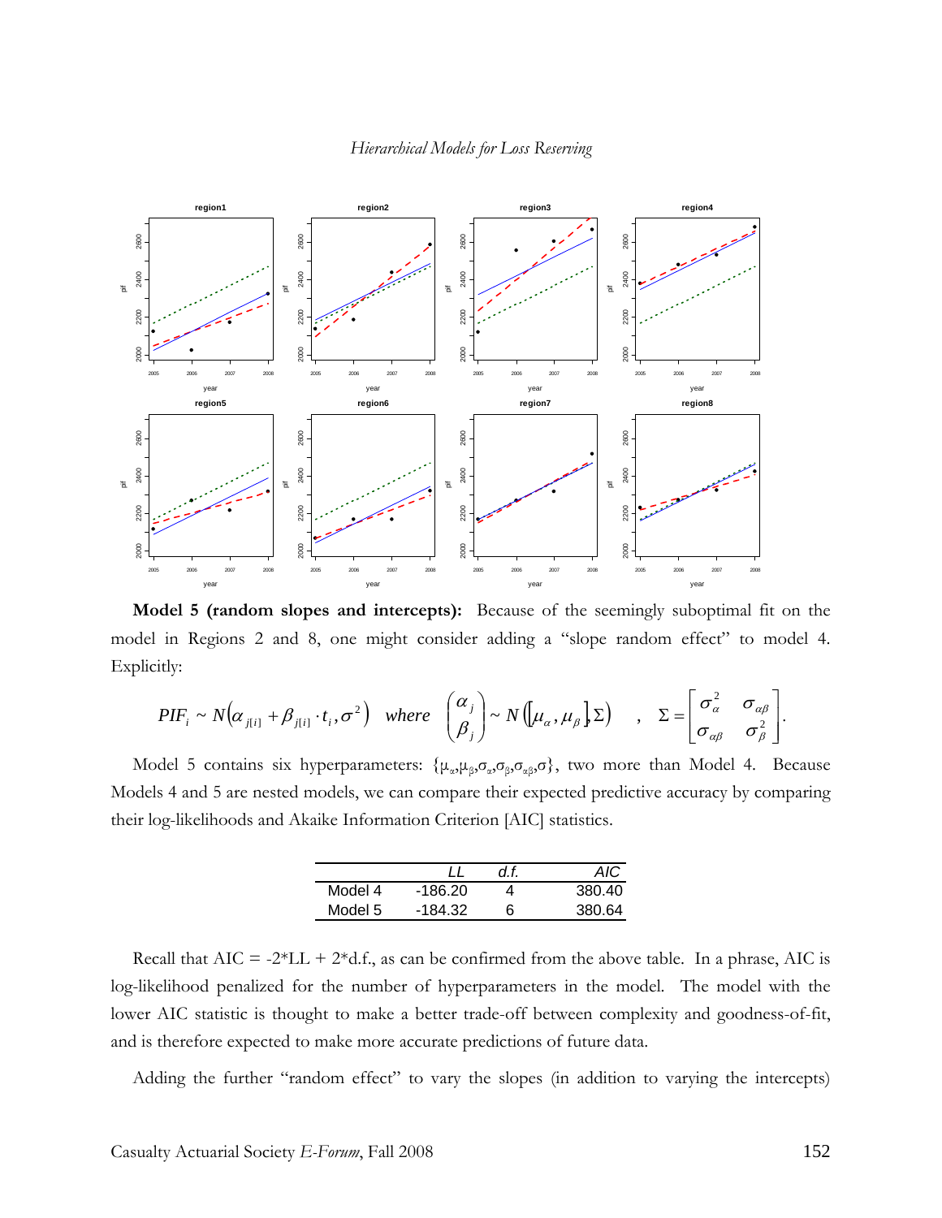**Model 5 (random slopes and intercepts):** Because of the seemingly suboptimal fit on the model in Regions 2 and 8, one might consider adding a "slope random effect" to model 4. Explicitly:

$$PIF_i \sim N\left(\alpha_{j[i]} + \beta_{j[i]} \cdot t_i, \sigma^2\right) \quad where \quad \begin{pmatrix} \alpha_j \\ \beta_j \end{pmatrix} \sim N\left(\left[\mu_\alpha, \mu_\beta\right], \Sigma\right) \quad , \quad \Sigma = \begin{bmatrix} \sigma_\alpha^2 & \sigma_{\alpha\beta} \\ \sigma_{\alpha\beta} & \sigma_\beta^2 \end{bmatrix}.$$

Model 5 contains six hyperparameters: $\{\mu_\alpha, \mu_\beta, \sigma_\alpha, \sigma_\beta, \sigma_{\alpha\beta}, \sigma\}$, two more than Model 4. Because Models 4 and 5 are nested models, we can compare their expected predictive accuracy by comparing their log-likelihoods and Akaike Information Criterion [AIC] statistics.

| | *LL* | *d.f.* | *AIC* |
|---|---|---|---|
| Model 4 | -186.20 | 4 | 380.40 |
| Model 5 | -184.32 | 6 | 380.64 |

Recall that AIC = -2\*LL + 2\*d.f., as can be confirmed from the above table. In a phrase, AIC is log-likelihood penalized for the number of hyperparameters in the model. The model with the lower AIC statistic is thought to make a better trade-off between complexity and goodness-of-fit, and is therefore expected to make more accurate predictions of future data.

Adding the further "random effect" to vary the slopes (in addition to varying the intercepts)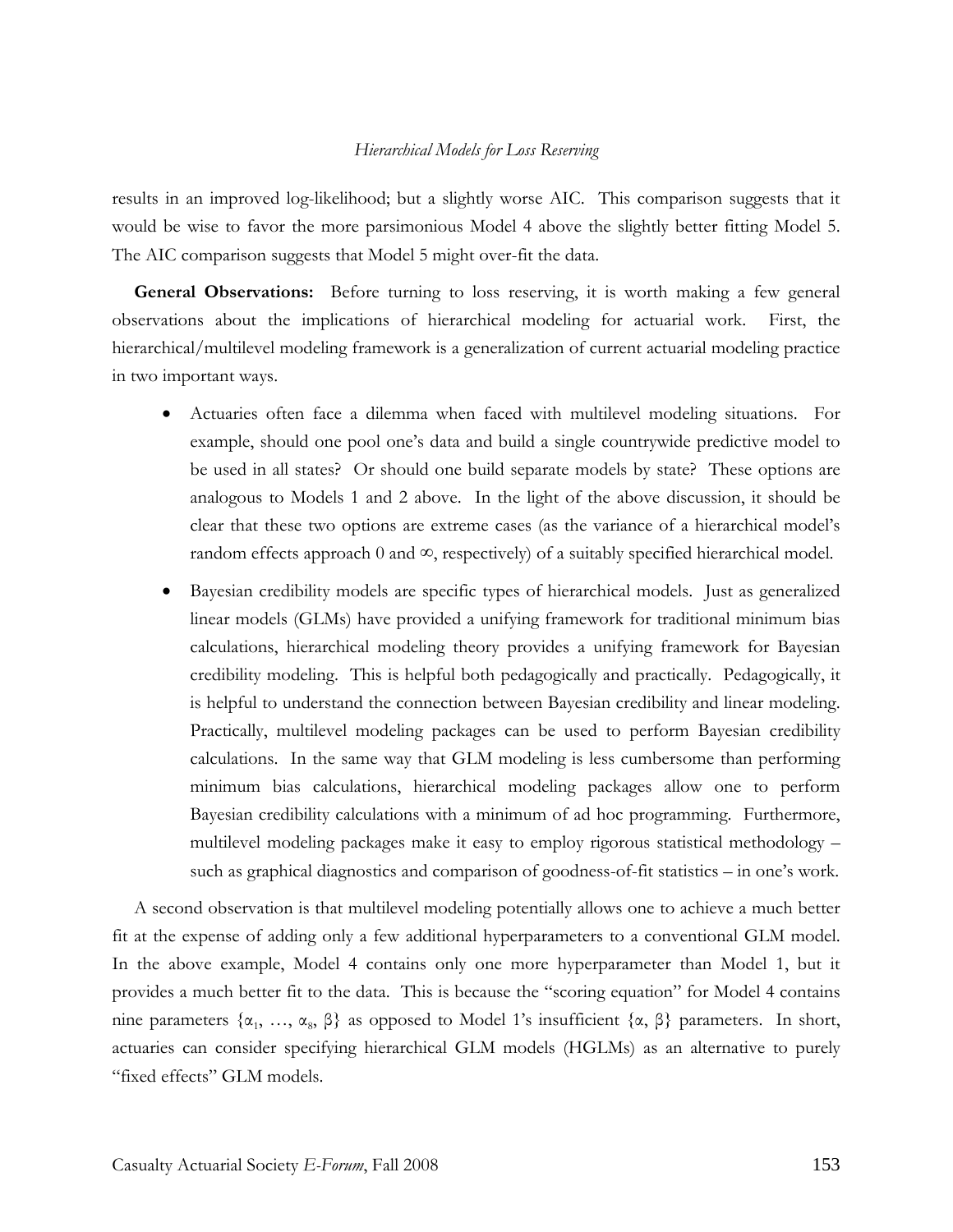results in an improved log-likelihood; but a slightly worse AIC. This comparison suggests that it would be wise to favor the more parsimonious Model 4 above the slightly better fitting Model 5. The AIC comparison suggests that Model 5 might over-fit the data.

**General Observations:** Before turning to loss reserving, it is worth making a few general observations about the implications of hierarchical modeling for actuarial work. First, the hierarchical/multilevel modeling framework is a generalization of current actuarial modeling practice in two important ways.

- Actuaries often face a dilemma when faced with multilevel modeling situations. For example, should one pool one's data and build a single countrywide predictive model to be used in all states? Or should one build separate models by state? These options are analogous to Models 1 and 2 above. In the light of the above discussion, it should be clear that these two options are extreme cases (as the variance of a hierarchical model's random effects approach 0 and $\infty$, respectively) of a suitably specified hierarchical model.
- Bayesian credibility models are specific types of hierarchical models. Just as generalized linear models (GLMs) have provided a unifying framework for traditional minimum bias calculations, hierarchical modeling theory provides a unifying framework for Bayesian credibility modeling. This is helpful both pedagogically and practically. Pedagogically, it is helpful to understand the connection between Bayesian credibility and linear modeling. Practically, multilevel modeling packages can be used to perform Bayesian credibility calculations. In the same way that GLM modeling is less cumbersome than performing minimum bias calculations, hierarchical modeling packages allow one to perform Bayesian credibility calculations with a minimum of ad hoc programming. Furthermore, multilevel modeling packages make it easy to employ rigorous statistical methodology – such as graphical diagnostics and comparison of goodness-of-fit statistics – in one's work.

A second observation is that multilevel modeling potentially allows one to achieve a much better fit at the expense of adding only a few additional hyperparameters to a conventional GLM model. In the above example, Model 4 contains only one more hyperparameter than Model 1, but it provides a much better fit to the data. This is because the "scoring equation" for Model 4 contains nine parameters $\{\alpha_1, \ldots, \alpha_8, \beta\}$ as opposed to Model 1's insufficient $\{\alpha, \beta\}$ parameters. In short, actuaries can consider specifying hierarchical GLM models (HGLMs) as an alternative to purely "fixed effects" GLM models.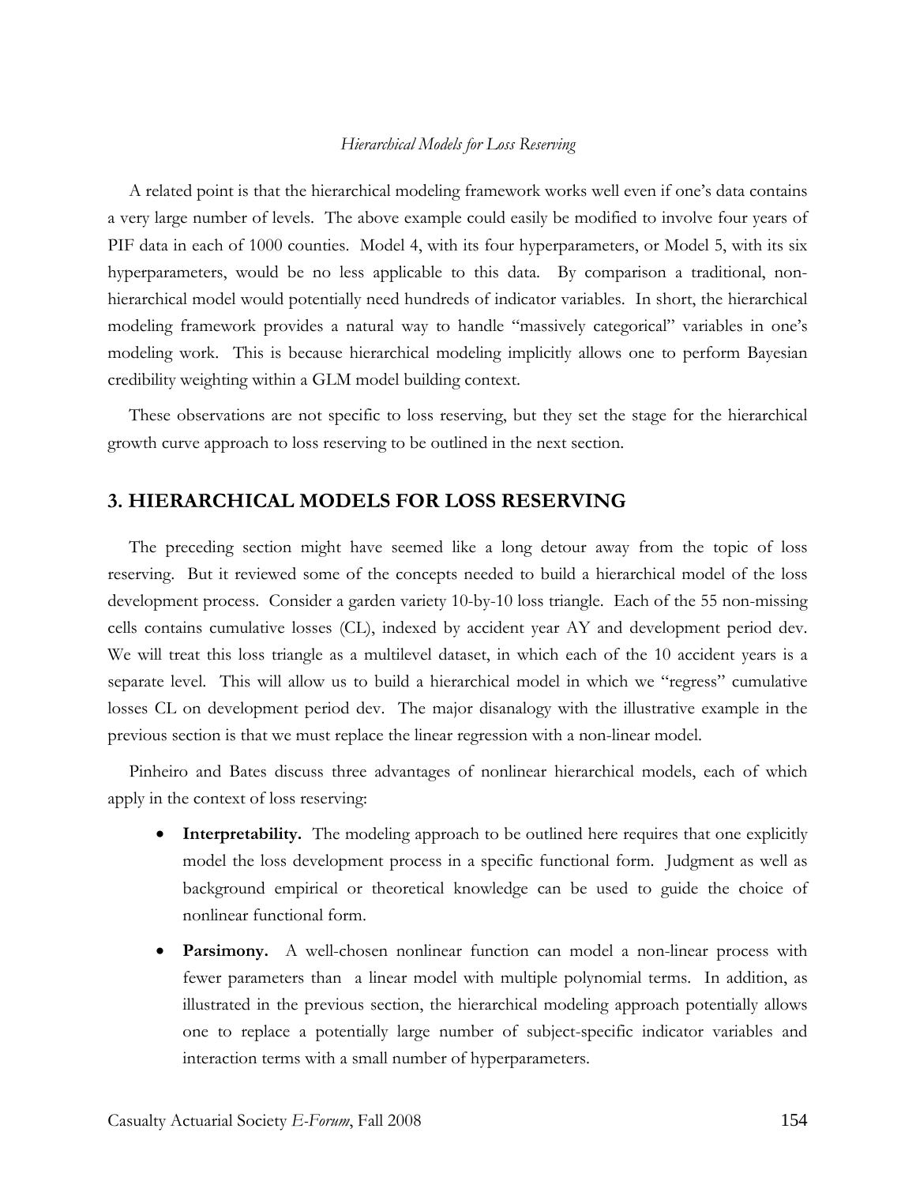A related point is that the hierarchical modeling framework works well even if one's data contains a very large number of levels. The above example could easily be modified to involve four years of PIF data in each of 1000 counties. Model 4, with its four hyperparameters, or Model 5, with its six hyperparameters, would be no less applicable to this data. By comparison a traditional, non-hierarchical model would potentially need hundreds of indicator variables. In short, the hierarchical modeling framework provides a natural way to handle "massively categorical" variables in one's modeling work. This is because hierarchical modeling implicitly allows one to perform Bayesian credibility weighting within a GLM model building context.

These observations are not specific to loss reserving, but they set the stage for the hierarchical growth curve approach to loss reserving to be outlined in the next section.

## 3. HIERARCHICAL MODELS FOR LOSS RESERVING

The preceding section might have seemed like a long detour away from the topic of loss reserving. But it reviewed some of the concepts needed to build a hierarchical model of the loss development process. Consider a garden variety 10-by-10 loss triangle. Each of the 55 non-missing cells contains cumulative losses (CL), indexed by accident year AY and development period dev. We will treat this loss triangle as a multilevel dataset, in which each of the 10 accident years is a separate level. This will allow us to build a hierarchical model in which we "regress" cumulative losses CL on development period dev. The major disanalogy with the illustrative example in the previous section is that we must replace the linear regression with a non-linear model.

Pinheiro and Bates discuss three advantages of nonlinear hierarchical models, each of which apply in the context of loss reserving:

- **Interpretability.** The modeling approach to be outlined here requires that one explicitly model the loss development process in a specific functional form. Judgment as well as background empirical or theoretical knowledge can be used to guide the choice of nonlinear functional form.
- **Parsimony.** A well-chosen nonlinear function can model a non-linear process with fewer parameters than a linear model with multiple polynomial terms. In addition, as illustrated in the previous section, the hierarchical modeling approach potentially allows one to replace a potentially large number of subject-specific indicator variables and interaction terms with a small number of hyperparameters.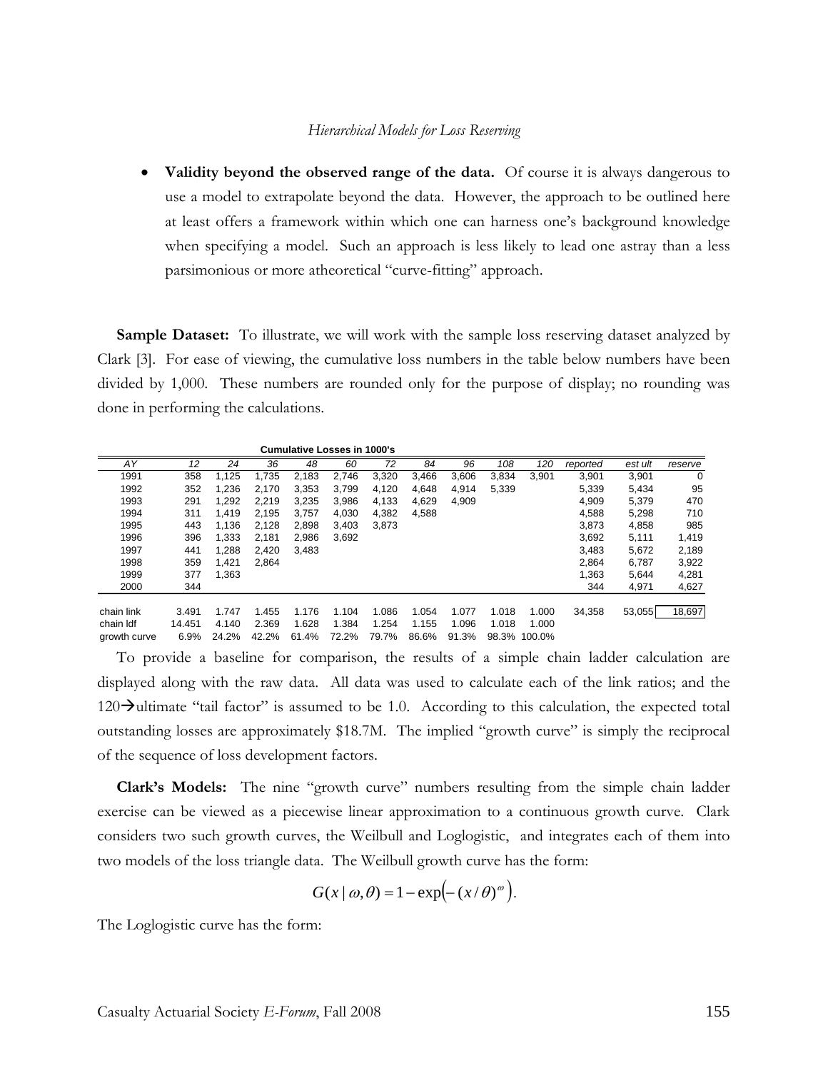- **Validity beyond the observed range of the data.** Of course it is always dangerous to use a model to extrapolate beyond the data. However, the approach to be outlined here at least offers a framework within which one can harness one's background knowledge when specifying a model. Such an approach is less likely to lead one astray than a less parsimonious or more atheoretical "curve-fitting" approach.

**Sample Dataset:** To illustrate, we will work with the sample loss reserving dataset analyzed by Clark [3]. For ease of viewing, the cumulative loss numbers in the table below numbers have been divided by 1,000. These numbers are rounded only for the purpose of display; no rounding was done in performing the calculations.

**Cumulative Losses in 1000's**

| AY | 12 | 24 | 36 | 48 | 60 | 72 | 84 | 96 | 108 | 120 | reported | est ult | reserve |
|---|---|---|---|---|---|---|---|---|---|---|---|---|---|
| 1991 | 358 | 1,125 | 1,735 | 2,183 | 2,746 | 3,320 | 3,466 | 3,606 | 3,834 | 3,901 | 3,901 | 3,901 | 0 |
| 1992 | 352 | 1,236 | 2,170 | 3,353 | 3,799 | 4,120 | 4,648 | 4,914 | 5,339 | | 5,339 | 5,434 | 95 |
| 1993 | 291 | 1,292 | 2,219 | 3,235 | 3,986 | 4,133 | 4,629 | 4,909 | | | 4,909 | 5,379 | 470 |
| 1994 | 311 | 1,419 | 2,195 | 3,757 | 4,030 | 4,382 | 4,588 | | | | 4,588 | 5,298 | 710 |
| 1995 | 443 | 1,136 | 2,128 | 2,898 | 3,403 | 3,873 | | | | | 3,873 | 4,858 | 985 |
| 1996 | 396 | 1,333 | 2,181 | 2,986 | 3,692 | | | | | | 3,692 | 5,111 | 1,419 |
| 1997 | 441 | 1,288 | 2,420 | 3,483 | | | | | | | 3,483 | 5,672 | 2,189 |
| 1998 | 359 | 1,421 | 2,864 | | | | | | | | 2,864 | 6,787 | 3,922 |
| 1999 | 377 | 1,363 | | | | | | | | | 1,363 | 5,644 | 4,281 |
| 2000 | 344 | | | | | | | | | | 344 | 4,971 | 4,627 |
| chain link | 3.491 | 1.747 | 1.455 | 1.176 | 1.104 | 1.086 | 1.054 | 1.077 | 1.018 | 1.000 | 34,358 | 53,055 | 18,697 |
| chain ldf | 14.451 | 4.140 | 2.369 | 1.628 | 1.384 | 1.254 | 1.155 | 1.096 | 1.018 | 1.000 | | | |
| growth curve | 6.9% | 24.2% | 42.2% | 61.4% | 72.2% | 79.7% | 86.6% | 91.3% | 98.3% | 100.0% | | | |

To provide a baseline for comparison, the results of a simple chain ladder calculation are displayed along with the raw data. All data was used to calculate each of the link ratios; and the 120→ultimate "tail factor" is assumed to be 1.0. According to this calculation, the expected total outstanding losses are approximately \$18.7M. The implied "growth curve" is simply the reciprocal of the sequence of loss development factors.

**Clark's Models:** The nine "growth curve" numbers resulting from the simple chain ladder exercise can be viewed as a piecewise linear approximation to a continuous growth curve. Clark considers two such growth curves, the Weilbull and Loglogistic, and integrates each of them into two models of the loss triangle data. The Weilbull growth curve has the form:

$$G(x \mid \omega, \theta) = 1 - \exp\left(-(x/\theta)^{\omega}\right).$$

The Loglogistic curve has the form: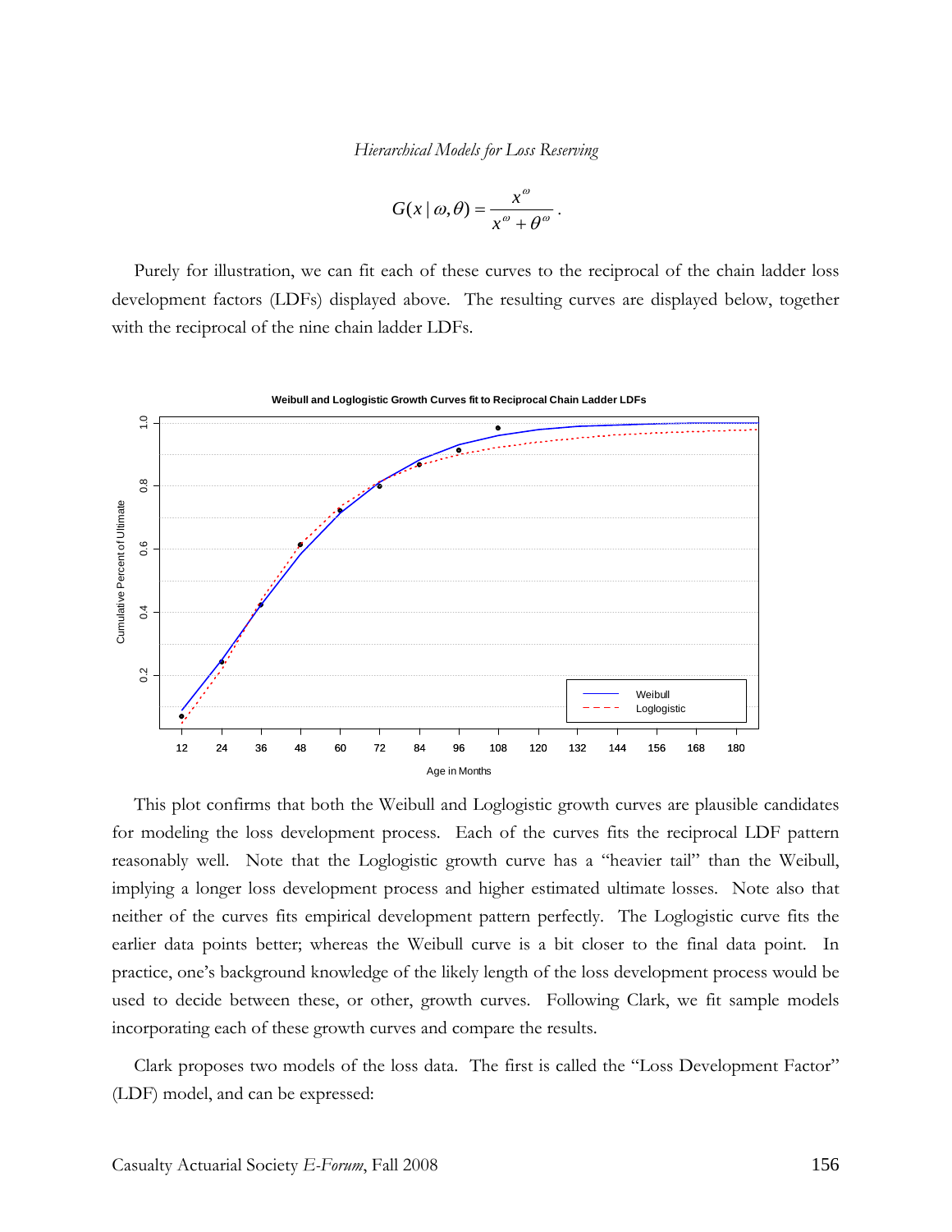$$G(x \mid \omega, \theta) = \frac{x^{\omega}}{x^{\omega} + \theta^{\omega}}.$$

Purely for illustration, we can fit each of these curves to the reciprocal of the chain ladder loss development factors (LDFs) displayed above. The resulting curves are displayed below, together with the reciprocal of the nine chain ladder LDFs.

This plot confirms that both the Weibull and Loglogistic growth curves are plausible candidates for modeling the loss development process. Each of the curves fits the reciprocal LDF pattern reasonably well. Note that the Loglogistic growth curve has a "heavier tail" than the Weibull, implying a longer loss development process and higher estimated ultimate losses. Note also that neither of the curves fits empirical development pattern perfectly. The Loglogistic curve fits the earlier data points better; whereas the Weibull curve is a bit closer to the final data point. In practice, one's background knowledge of the likely length of the loss development process would be used to decide between these, or other, growth curves. Following Clark, we fit sample models incorporating each of these growth curves and compare the results.

Clark proposes two models of the loss data. The first is called the "Loss Development Factor" (LDF) model, and can be expressed: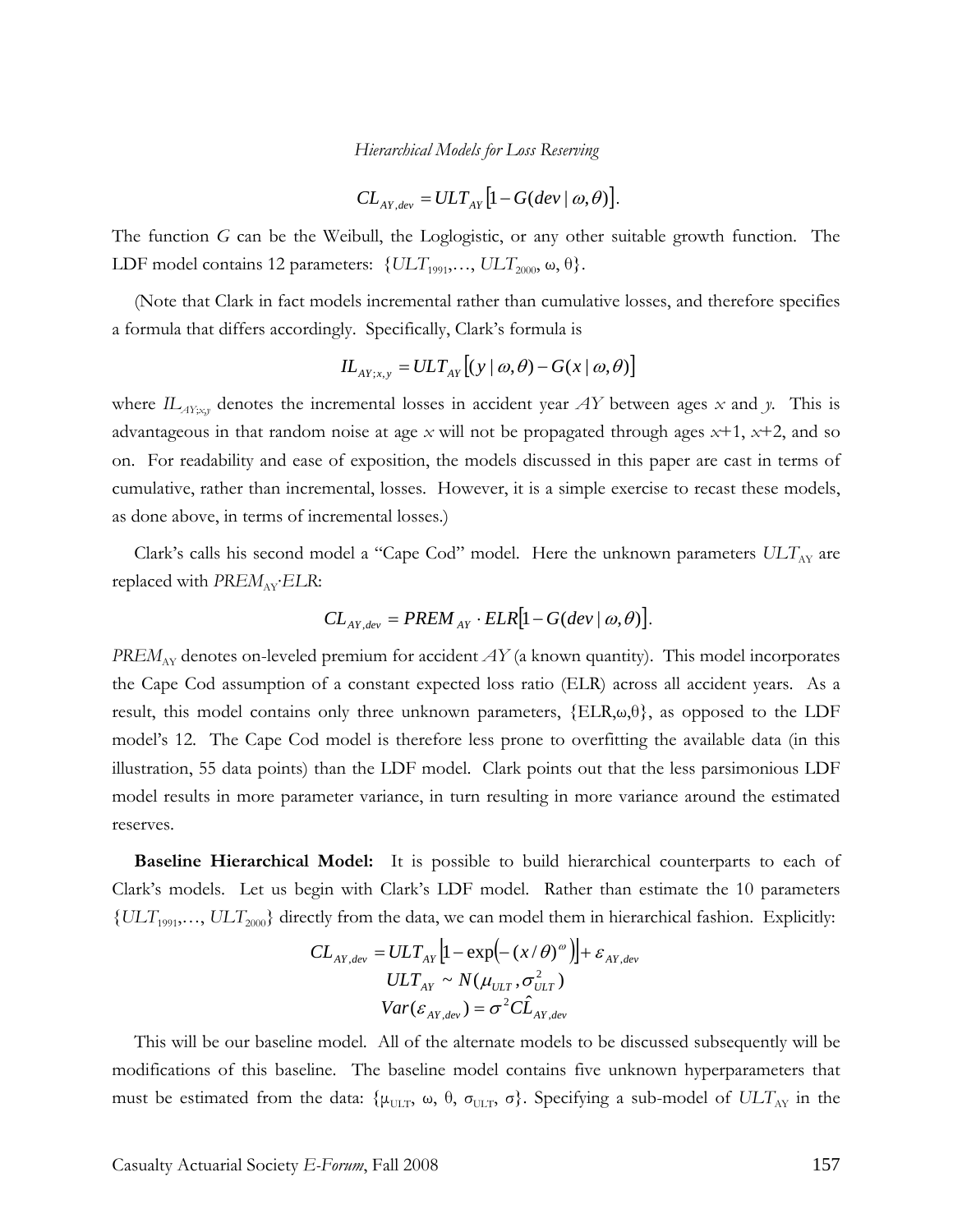$$CL_{AY,dev} = ULT_{AY}\left[1 - G(dev \mid \omega, \theta)\right].$$

The function $G$ can be the Weibull, the Loglogistic, or any other suitable growth function. The LDF model contains 12 parameters: $\{ULT_{1991}, \ldots, ULT_{2000}, \omega, \theta\}$.

(Note that Clark in fact models incremental rather than cumulative losses, and therefore specifies a formula that differs accordingly. Specifically, Clark's formula is

$$IL_{AY;x,y} = ULT_{AY}\left[(y \mid \omega, \theta) - G(x \mid \omega, \theta)\right]$$

where $IL_{AY;x,y}$ denotes the incremental losses in accident year $AY$ between ages $x$ and $y$. This is advantageous in that random noise at age $x$ will not be propagated through ages $x$+1, $x$+2, and so on. For readability and ease of exposition, the models discussed in this paper are cast in terms of cumulative, rather than incremental, losses. However, it is a simple exercise to recast these models, as done above, in terms of incremental losses.)

Clark's calls his second model a "Cape Cod" model. Here the unknown parameters $ULT_{AY}$ are replaced with $PREM_{AY} \cdot ELR$:

$$CL_{AY,dev} = PREM_{AY} \cdot ELR\left[1 - G(dev \mid \omega, \theta)\right].$$

$PREM_{AY}$ denotes on-leveled premium for accident $AY$ (a known quantity). This model incorporates the Cape Cod assumption of a constant expected loss ratio (ELR) across all accident years. As a result, this model contains only three unknown parameters, $\{ELR, \omega, \theta\}$, as opposed to the LDF model's 12. The Cape Cod model is therefore less prone to overfitting the available data (in this illustration, 55 data points) than the LDF model. Clark points out that the less parsimonious LDF model results in more parameter variance, in turn resulting in more variance around the estimated reserves.

**Baseline Hierarchical Model:** It is possible to build hierarchical counterparts to each of Clark's models. Let us begin with Clark's LDF model. Rather than estimate the 10 parameters $\{ULT_{1991}, \ldots, ULT_{2000}\}$ directly from the data, we can model them in hierarchical fashion. Explicitly:

$$CL_{AY,dev} = ULT_{AY}\left[1 - \exp\left(-(x/\theta)^{\omega}\right)\right] + \varepsilon_{AY,dev}$$
$$ULT_{AY} \sim N(\mu_{ULT}, \sigma_{ULT}^2)$$
$$Var(\varepsilon_{AY,dev}) = \sigma^2 \hat{CL}_{AY,dev}$$

This will be our baseline model. All of the alternate models to be discussed subsequently will be modifications of this baseline. The baseline model contains five unknown hyperparameters that must be estimated from the data: $\{\mu_{ULT}, \omega, \theta, \sigma_{ULT}, \sigma\}$. Specifying a sub-model of $ULT_{AY}$ in the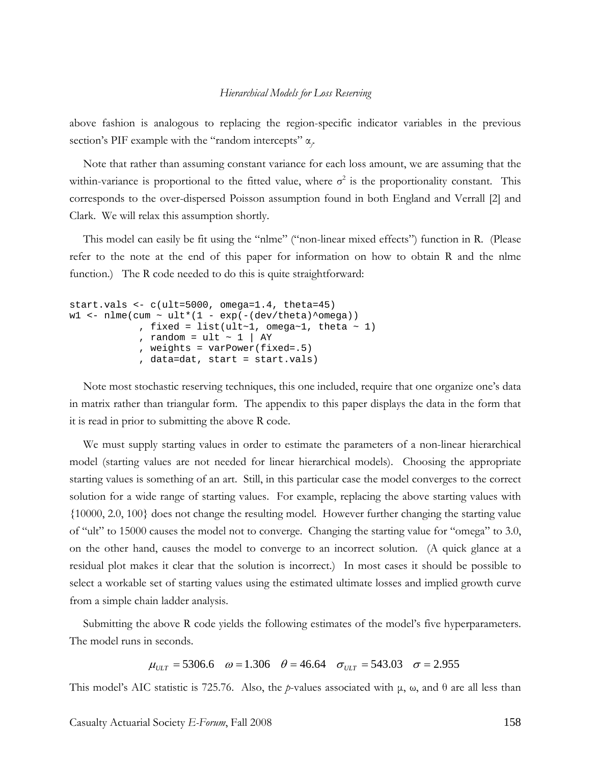above fashion is analogous to replacing the region-specific indicator variables in the previous section's PIF example with the "random intercepts" $\alpha_j$.

Note that rather than assuming constant variance for each loss amount, we are assuming that the within-variance is proportional to the fitted value, where $\sigma^2$ is the proportionality constant. This corresponds to the over-dispersed Poisson assumption found in both England and Verrall [2] and Clark. We will relax this assumption shortly.

This model can easily be fit using the "nlme" ("non-linear mixed effects") function in R. (Please refer to the note at the end of this paper for information on how to obtain R and the nlme function.) The R code needed to do this is quite straightforward:

```
start.vals <- c(ult=5000, omega=1.4, theta=45)
w1 <- nlme(cum ~ ult*(1 - exp(-(dev/theta)^omega))
            , fixed = list(ult~1, omega~1, theta ~ 1)
            , random = ult ~ 1 | AY
            , weights = varPower(fixed=.5)
            , data=dat, start = start.vals)
```

Note most stochastic reserving techniques, this one included, require that one organize one's data in matrix rather than triangular form. The appendix to this paper displays the data in the form that it is read in prior to submitting the above R code.

We must supply starting values in order to estimate the parameters of a non-linear hierarchical model (starting values are not needed for linear hierarchical models). Choosing the appropriate starting values is something of an art. Still, in this particular case the model converges to the correct solution for a wide range of starting values. For example, replacing the above starting values with {10000, 2.0, 100} does not change the resulting model. However further changing the starting value of "ult" to 15000 causes the model not to converge. Changing the starting value for "omega" to 3.0, on the other hand, causes the model to converge to an incorrect solution. (A quick glance at a residual plot makes it clear that the solution is incorrect.) In most cases it should be possible to select a workable set of starting values using the estimated ultimate losses and implied growth curve from a simple chain ladder analysis.

Submitting the above R code yields the following estimates of the model's five hyperparameters. The model runs in seconds.

$$\mu_{ULT} = 5306.6 \quad \omega = 1.306 \quad \theta = 46.64 \quad \sigma_{ULT} = 543.03 \quad \sigma = 2.955$$

This model's AIC statistic is 725.76. Also, the *p*-values associated with $\mu$, $\omega$, and $\theta$ are all less than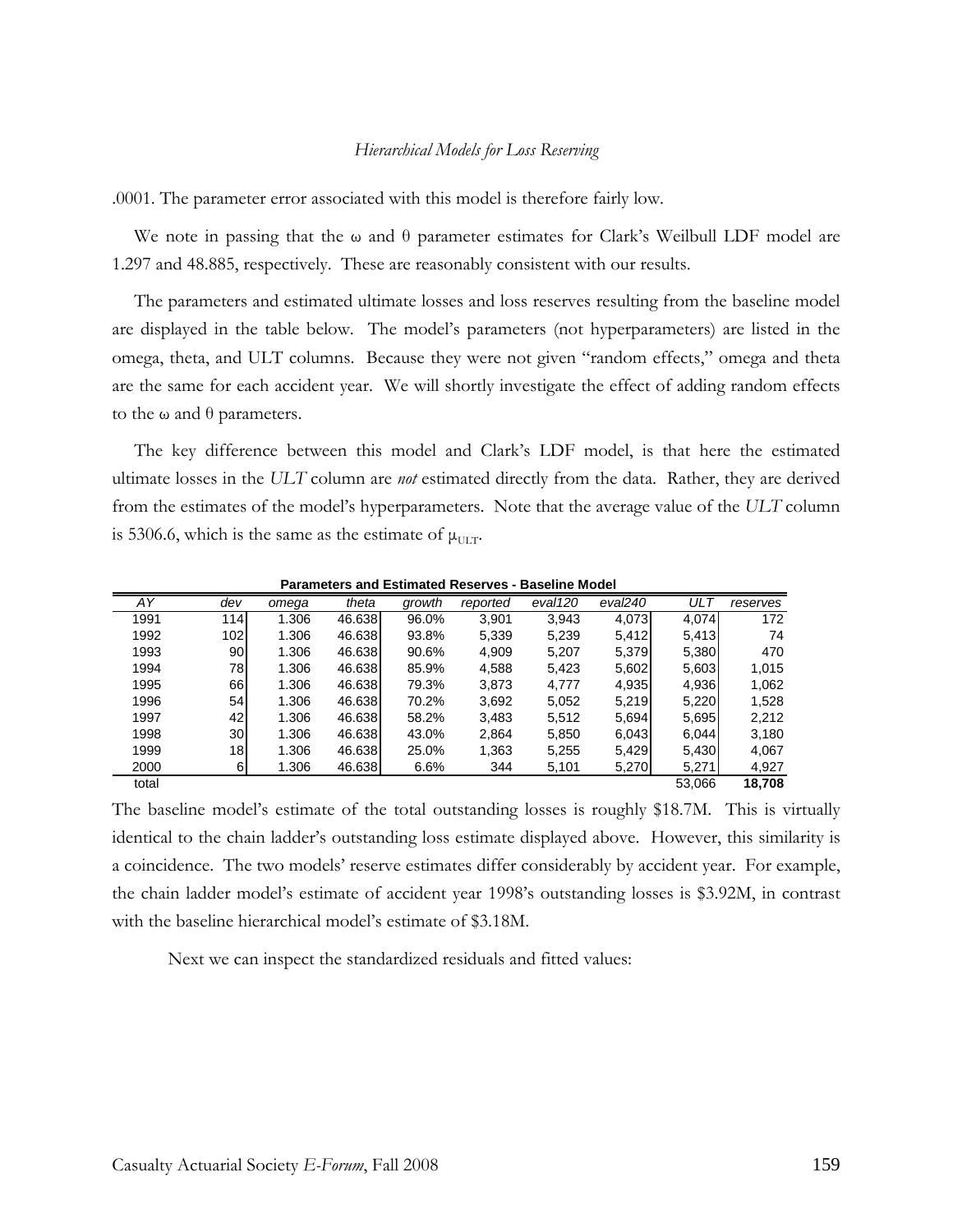.0001. The parameter error associated with this model is therefore fairly low.

We note in passing that the ω and θ parameter estimates for Clark's Weibull LDF model are 1.297 and 48.885, respectively. These are reasonably consistent with our results.

The parameters and estimated ultimate losses and loss reserves resulting from the baseline model are displayed in the table below. The model's parameters (not hyperparameters) are listed in the omega, theta, and ULT columns. Because they were not given "random effects," omega and theta are the same for each accident year. We will shortly investigate the effect of adding random effects to the ω and θ parameters.

The key difference between this model and Clark's LDF model, is that here the estimated ultimate losses in the *ULT* column are *not* estimated directly from the data. Rather, they are derived from the estimates of the model's hyperparameters. Note that the average value of the *ULT* column is 5306.6, which is the same as the estimate of $\mu_{ULT}$.

**Parameters and Estimated Reserves - Baseline Model**

| *AY* | *dev* | *omega* | *theta* | *growth* | *reported* | *eval120* | *eval240* | *ULT* | *reserves* |
|---|---|---|---|---|---|---|---|---|---|
| 1991 | 114 | 1.306 | 46.638 | 96.0% | 3,901 | 3,943 | 4,073 | 4,074 | 172 |
| 1992 | 102 | 1.306 | 46.638 | 93.8% | 5,339 | 5,239 | 5,412 | 5,413 | 74 |
| 1993 | 90 | 1.306 | 46.638 | 90.6% | 4,909 | 5,207 | 5,379 | 5,380 | 470 |
| 1994 | 78 | 1.306 | 46.638 | 85.9% | 4,588 | 5,423 | 5,602 | 5,603 | 1,015 |
| 1995 | 66 | 1.306 | 46.638 | 79.3% | 3,873 | 4,777 | 4,935 | 4,936 | 1,062 |
| 1996 | 54 | 1.306 | 46.638 | 70.2% | 3,692 | 5,052 | 5,219 | 5,220 | 1,528 |
| 1997 | 42 | 1.306 | 46.638 | 58.2% | 3,483 | 5,512 | 5,694 | 5,695 | 2,212 |
| 1998 | 30 | 1.306 | 46.638 | 43.0% | 2,864 | 5,850 | 6,043 | 6,044 | 3,180 |
| 1999 | 18 | 1.306 | 46.638 | 25.0% | 1,363 | 5,255 | 5,429 | 5,430 | 4,067 |
| 2000 | 6 | 1.306 | 46.638 | 6.6% | 344 | 5,101 | 5,270 | 5,271 | 4,927 |
| total | | | | | | | | 53,066 | **18,708** |

The baseline model's estimate of the total outstanding losses is roughly \$18.7M. This is virtually identical to the chain ladder's outstanding loss estimate displayed above. However, this similarity is a coincidence. The two models' reserve estimates differ considerably by accident year. For example, the chain ladder model's estimate of accident year 1998's outstanding losses is \$3.92M, in contrast with the baseline hierarchical model's estimate of \$3.18M.

Next we can inspect the standardized residuals and fitted values: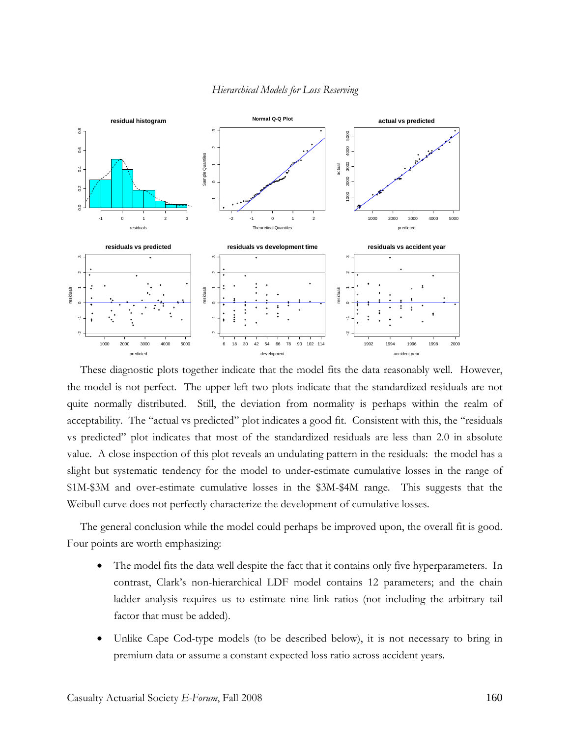These diagnostic plots together indicate that the model fits the data reasonably well. However, the model is not perfect. The upper left two plots indicate that the standardized residuals are not quite normally distributed. Still, the deviation from normality is perhaps within the realm of acceptability. The "actual vs predicted" plot indicates a good fit. Consistent with this, the "residuals vs predicted" plot indicates that most of the standardized residuals are less than 2.0 in absolute value. A close inspection of this plot reveals an undulating pattern in the residuals: the model has a slight but systematic tendency for the model to under-estimate cumulative losses in the range of \$1M-\$3M and over-estimate cumulative losses in the \$3M-\$4M range. This suggests that the Weibull curve does not perfectly characterize the development of cumulative losses.

The general conclusion while the model could perhaps be improved upon, the overall fit is good. Four points are worth emphasizing:

- The model fits the data well despite the fact that it contains only five hyperparameters. In contrast, Clark's non-hierarchical LDF model contains 12 parameters; and the chain ladder analysis requires us to estimate nine link ratios (not including the arbitrary tail factor that must be added).
- Unlike Cape Cod-type models (to be described below), it is not necessary to bring in premium data or assume a constant expected loss ratio across accident years.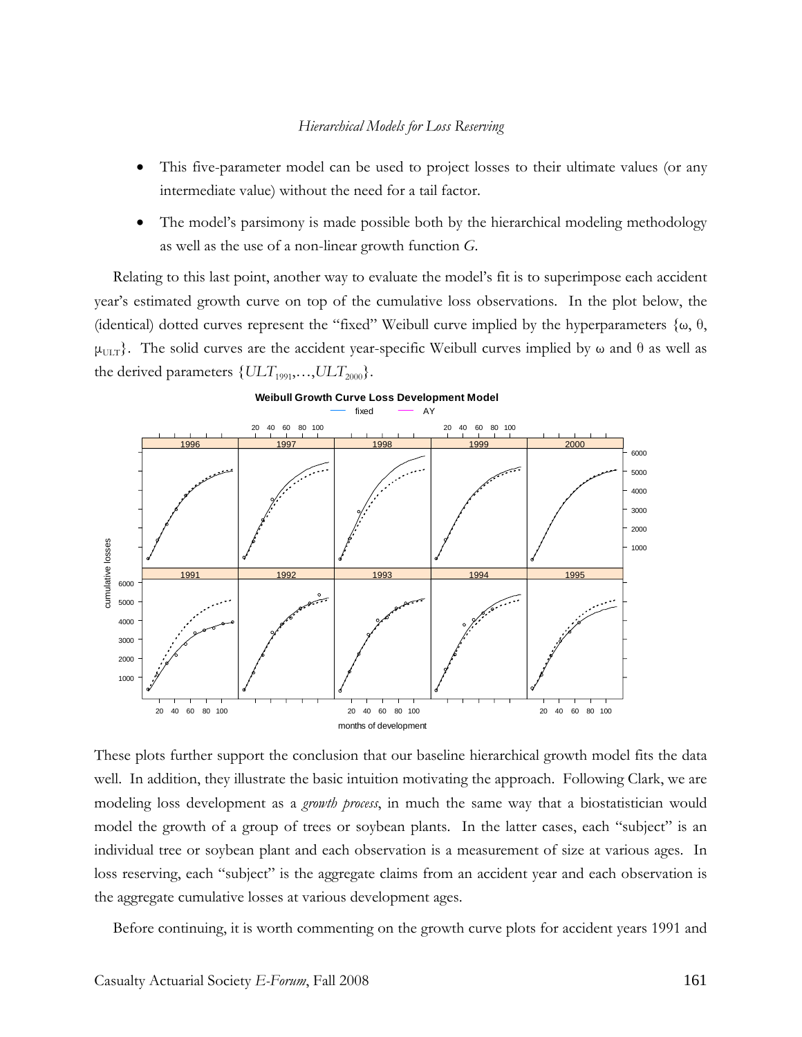- This five-parameter model can be used to project losses to their ultimate values (or any intermediate value) without the need for a tail factor.
- The model's parsimony is made possible both by the hierarchical modeling methodology as well as the use of a non-linear growth function $G$.

Relating to this last point, another way to evaluate the model's fit is to superimpose each accident year's estimated growth curve on top of the cumulative loss observations. In the plot below, the (identical) dotted curves represent the "fixed" Weibull curve implied by the hyperparameters $\{\omega, \theta, \mu_{ULT}\}$. The solid curves are the accident year-specific Weibull curves implied by $\omega$ and $\theta$ as well as the derived parameters $\{ULT_{1991},\ldots,ULT_{2000}\}$.

These plots further support the conclusion that our baseline hierarchical growth model fits the data well. In addition, they illustrate the basic intuition motivating the approach. Following Clark, we are modeling loss development as a *growth process*, in much the same way that a biostatistician would model the growth of a group of trees or soybean plants. In the latter cases, each "subject" is an individual tree or soybean plant and each observation is a measurement of size at various ages. In loss reserving, each "subject" is the aggregate claims from an accident year and each observation is the aggregate cumulative losses at various development ages.

Before continuing, it is worth commenting on the growth curve plots for accident years 1991 and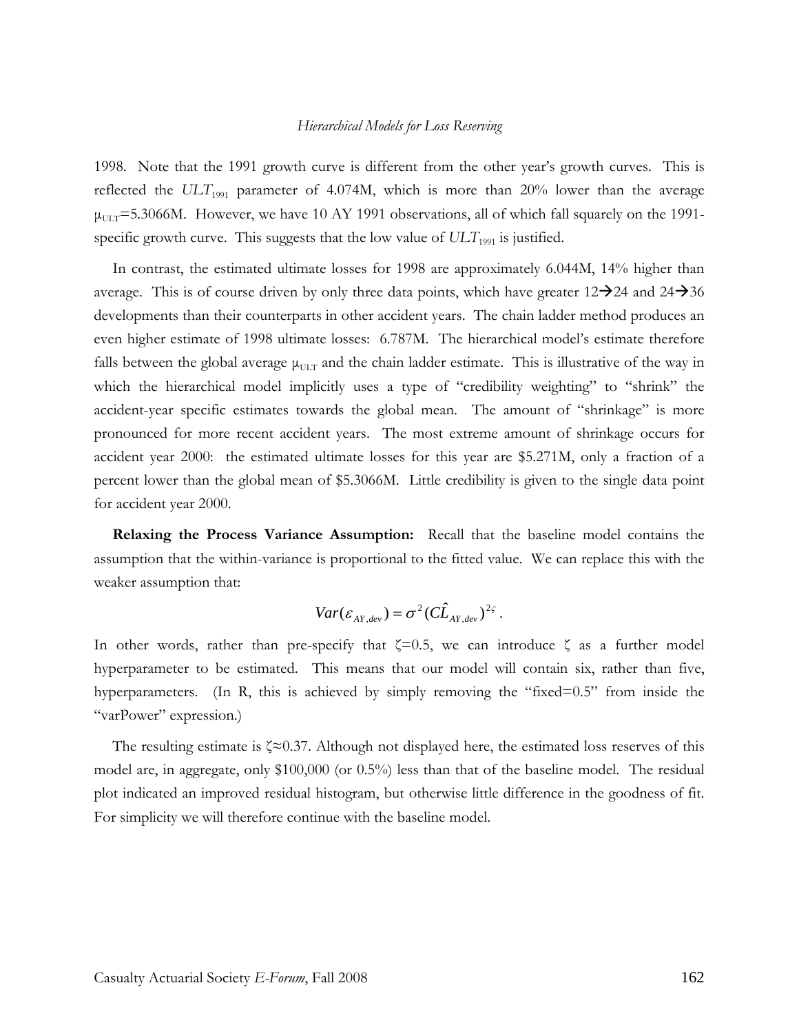1998. Note that the 1991 growth curve is different from the other year's growth curves. This is reflected the $ULT_{1991}$ parameter of 4.074M, which is more than 20% lower than the average $\mu_{ULT}$=5.3066M. However, we have 10 AY 1991 observations, all of which fall squarely on the 1991-specific growth curve. This suggests that the low value of $ULT_{1991}$ is justified.

In contrast, the estimated ultimate losses for 1998 are approximately 6.044M, 14% higher than average. This is of course driven by only three data points, which have greater 12→24 and 24→36 developments than their counterparts in other accident years. The chain ladder method produces an even higher estimate of 1998 ultimate losses: 6.787M. The hierarchical model's estimate therefore falls between the global average $\mu_{ULT}$ and the chain ladder estimate. This is illustrative of the way in which the hierarchical model implicitly uses a type of "credibility weighting" to "shrink" the accident-year specific estimates towards the global mean. The amount of "shrinkage" is more pronounced for more recent accident years. The most extreme amount of shrinkage occurs for accident year 2000: the estimated ultimate losses for this year are $5.271M, only a fraction of a percent lower than the global mean of $5.3066M. Little credibility is given to the single data point for accident year 2000.

**Relaxing the Process Variance Assumption:** Recall that the baseline model contains the assumption that the within-variance is proportional to the fitted value. We can replace this with the weaker assumption that:

$$Var(\varepsilon_{AY,dev}) = \sigma^2 (\hat{CL}_{AY,dev})^{2\zeta}.$$

In other words, rather than pre-specify that $\zeta$=0.5, we can introduce $\zeta$ as a further model hyperparameter to be estimated. This means that our model will contain six, rather than five, hyperparameters. (In R, this is achieved by simply removing the "fixed=0.5" from inside the "varPower" expression.)

The resulting estimate is $\zeta \approx 0.37$. Although not displayed here, the estimated loss reserves of this model are, in aggregate, only $100,000 (or 0.5%) less than that of the baseline model. The residual plot indicated an improved residual histogram, but otherwise little difference in the goodness of fit. For simplicity we will therefore continue with the baseline model.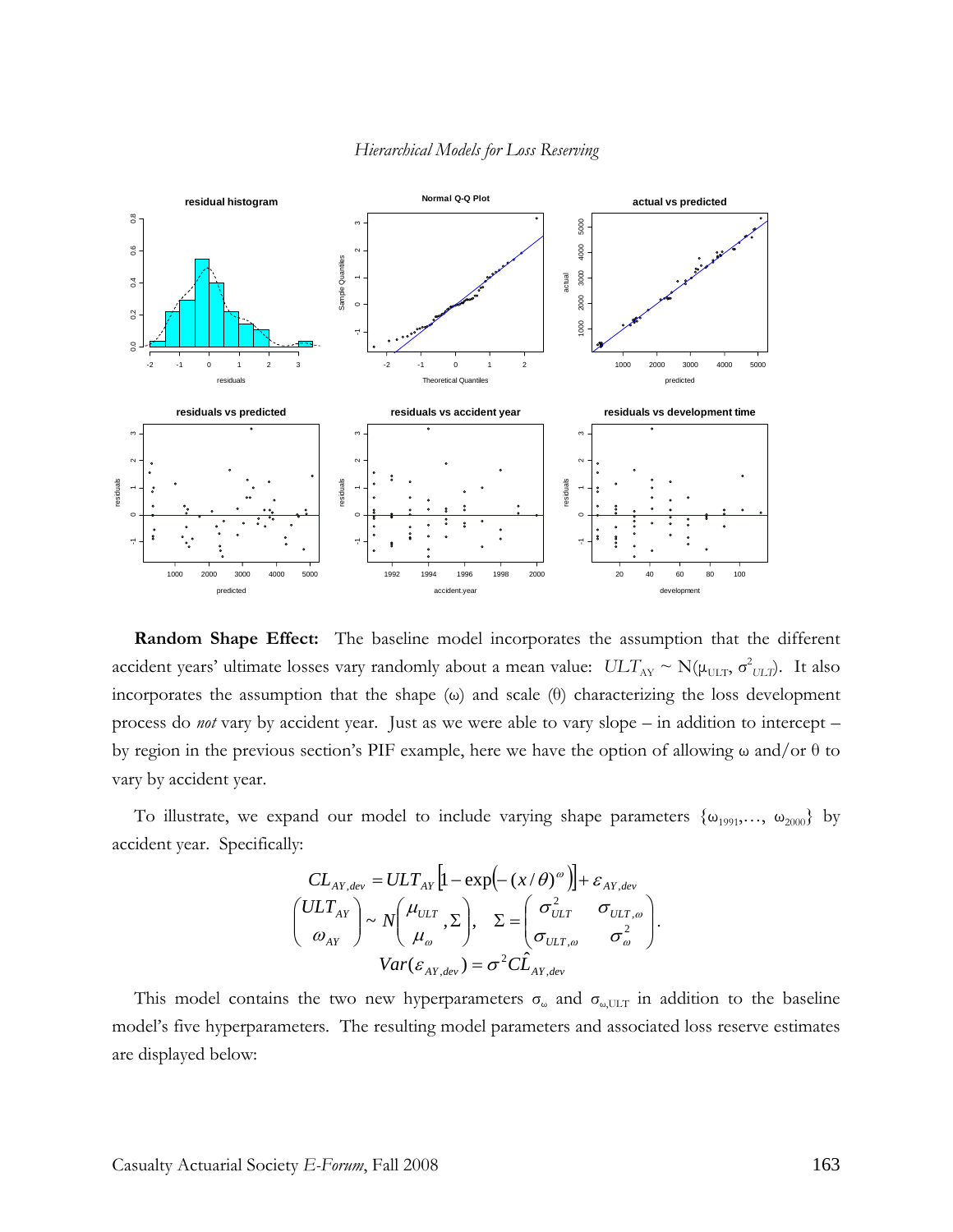**Random Shape Effect:** The baseline model incorporates the assumption that the different accident years' ultimate losses vary randomly about a mean value: $ULT_{AY} \sim N(\mu_{ULT}, \sigma^2_{ULT})$. It also incorporates the assumption that the shape ($\omega$) and scale ($\theta$) characterizing the loss development process do *not* vary by accident year. Just as we were able to vary slope – in addition to intercept – by region in the previous section's PIF example, here we have the option of allowing $\omega$ and/or $\theta$ to vary by accident year.

To illustrate, we expand our model to include varying shape parameters $\{\omega_{1991},\ldots, \omega_{2000}\}$ by accident year. Specifically:

$$
\begin{gathered}
CL_{AY,dev} = ULT_{AY}\left[1-\exp\left(-(x/\theta)^{\omega}\right)\right] + \varepsilon_{AY,dev} \\
\begin{pmatrix} ULT_{AY} \\ \omega_{AY} \end{pmatrix} \sim N\left(\begin{pmatrix} \mu_{ULT} \\ \mu_{\omega} \end{pmatrix}, \Sigma\right), \quad \Sigma = \begin{pmatrix} \sigma^2_{ULT} & \sigma_{ULT,\omega} \\ \sigma_{ULT,\omega} & \sigma^2_{\omega} \end{pmatrix}. \\
Var(\varepsilon_{AY,dev}) = \sigma^2 \hat{CL}_{AY,dev}
\end{gathered}
$$

This model contains the two new hyperparameters $\sigma_{\omega}$ and $\sigma_{\omega,ULT}$ in addition to the baseline model's five hyperparameters. The resulting model parameters and associated loss reserve estimates are displayed below: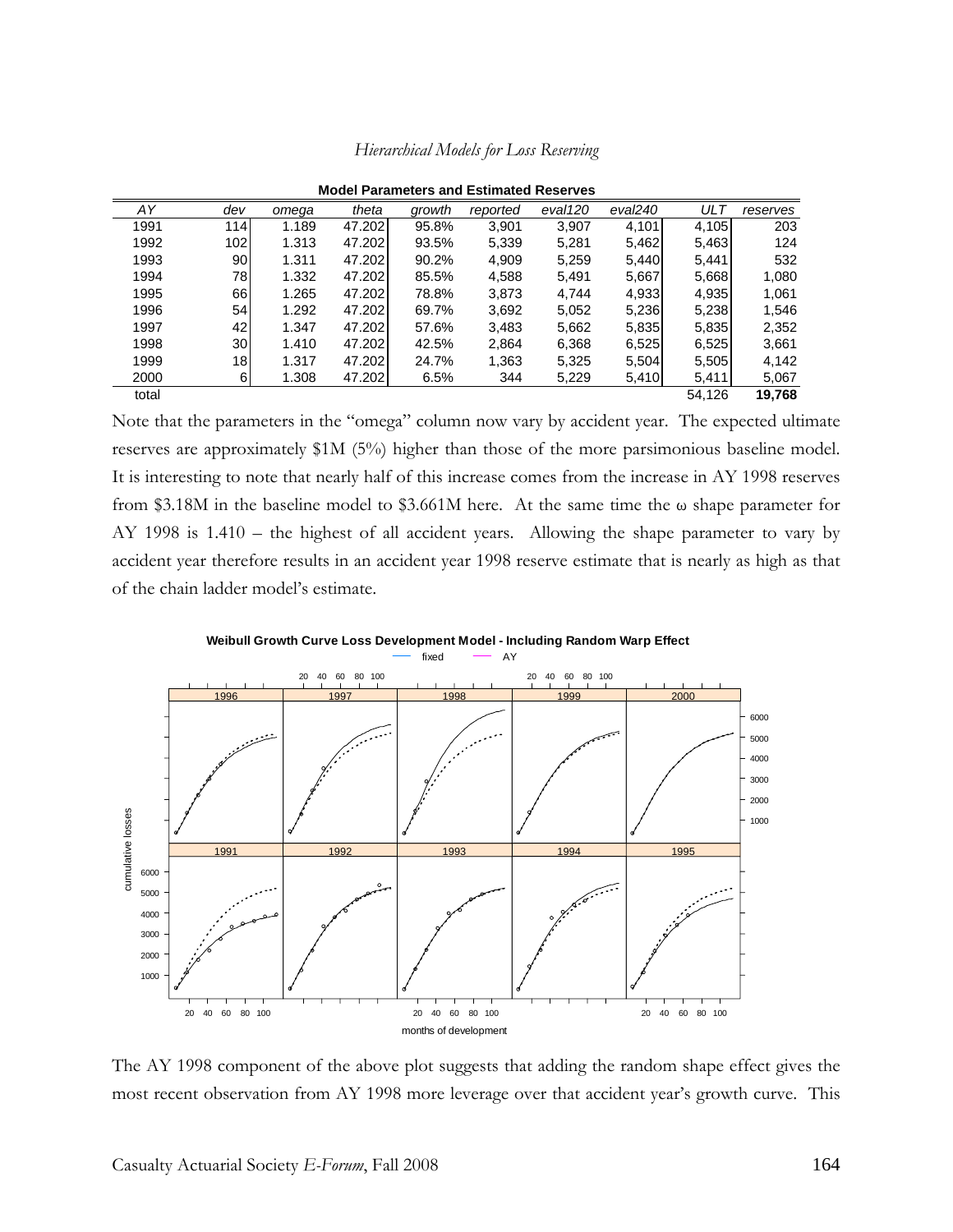**Model Parameters and Estimated Reserves**

| AY | dev | omega | theta | growth | reported | eval120 | eval240 | ULT | reserves |
|---|---|---|---|---|---|---|---|---|---|
| 1991 | 114 | 1.189 | 47.202 | 95.8% | 3,901 | 3,907 | 4,101 | 4,105 | 203 |
| 1992 | 102 | 1.313 | 47.202 | 93.5% | 5,339 | 5,281 | 5,462 | 5,463 | 124 |
| 1993 | 90 | 1.311 | 47.202 | 90.2% | 4,909 | 5,259 | 5,440 | 5,441 | 532 |
| 1994 | 78 | 1.332 | 47.202 | 85.5% | 4,588 | 5,491 | 5,667 | 5,668 | 1,080 |
| 1995 | 66 | 1.265 | 47.202 | 78.8% | 3,873 | 4,744 | 4,933 | 4,935 | 1,061 |
| 1996 | 54 | 1.292 | 47.202 | 69.7% | 3,692 | 5,052 | 5,236 | 5,238 | 1,546 |
| 1997 | 42 | 1.347 | 47.202 | 57.6% | 3,483 | 5,662 | 5,835 | 5,835 | 2,352 |
| 1998 | 30 | 1.410 | 47.202 | 42.5% | 2,864 | 6,368 | 6,525 | 6,525 | 3,661 |
| 1999 | 18 | 1.317 | 47.202 | 24.7% | 1,363 | 5,325 | 5,504 | 5,505 | 4,142 |
| 2000 | 6 | 1.308 | 47.202 | 6.5% | 344 | 5,229 | 5,410 | 5,411 | 5,067 |
| total | | | | | | | | 54,126 | **19,768** |

Note that the parameters in the "omega" column now vary by accident year. The expected ultimate reserves are approximately \$1M (5%) higher than those of the more parsimonious baseline model. It is interesting to note that nearly half of this increase comes from the increase in AY 1998 reserves from \$3.18M in the baseline model to \$3.661M here. At the same time the $\omega$ shape parameter for AY 1998 is 1.410 – the highest of all accident years. Allowing the shape parameter to vary by accident year therefore results in an accident year 1998 reserve estimate that is nearly as high as that of the chain ladder model's estimate.

**Weibull Growth Curve Loss Development Model - Including Random Warp Effect**

The AY 1998 component of the above plot suggests that adding the random shape effect gives the most recent observation from AY 1998 more leverage over that accident year's growth curve. This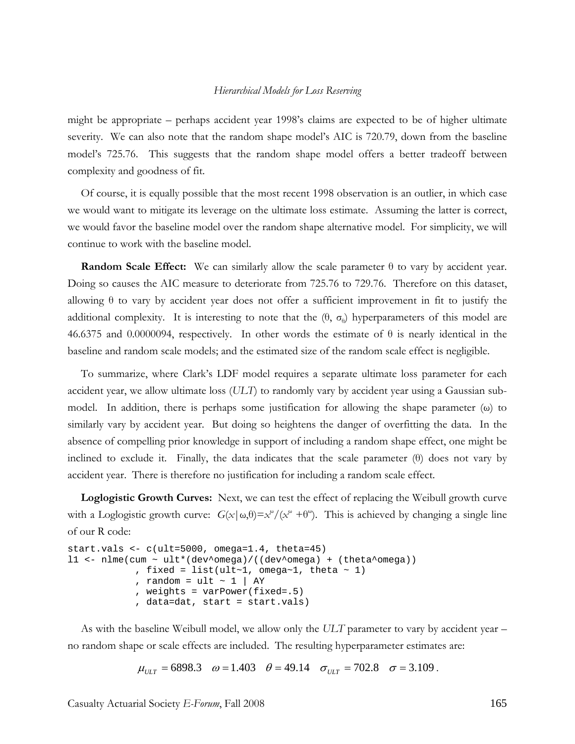might be appropriate – perhaps accident year 1998's claims are expected to be of higher ultimate severity. We can also note that the random shape model's AIC is 720.79, down from the baseline model's 725.76. This suggests that the random shape model offers a better tradeoff between complexity and goodness of fit.

Of course, it is equally possible that the most recent 1998 observation is an outlier, in which case we would want to mitigate its leverage on the ultimate loss estimate. Assuming the latter is correct, we would favor the baseline model over the random shape alternative model. For simplicity, we will continue to work with the baseline model.

**Random Scale Effect:** We can similarly allow the scale parameter $\theta$ to vary by accident year. Doing so causes the AIC measure to deteriorate from 725.76 to 729.76. Therefore on this dataset, allowing $\theta$ to vary by accident year does not offer a sufficient improvement in fit to justify the additional complexity. It is interesting to note that the ($\theta$, $\sigma_\theta$) hyperparameters of this model are 46.6375 and 0.0000094, respectively. In other words the estimate of $\theta$ is nearly identical in the baseline and random scale models; and the estimated size of the random scale effect is negligible.

To summarize, where Clark's LDF model requires a separate ultimate loss parameter for each accident year, we allow ultimate loss (*ULT*) to randomly vary by accident year using a Gaussian sub-model. In addition, there is perhaps some justification for allowing the shape parameter ($\omega$) to similarly vary by accident year. But doing so heightens the danger of overfitting the data. In the absence of compelling prior knowledge in support of including a random shape effect, one might be inclined to exclude it. Finally, the data indicates that the scale parameter ($\theta$) does not vary by accident year. There is therefore no justification for including a random scale effect.

**Loglogistic Growth Curves:** Next, we can test the effect of replacing the Weibull growth curve with a Loglogistic growth curve: $G(x|\omega,\theta)=x^\omega/(x^\omega+\theta^\omega)$. This is achieved by changing a single line of our R code:

```
start.vals <- c(ult=5000, omega=1.4, theta=45)
l1 <- nlme(cum ~ ult*(dev^omega)/((dev^omega) + (theta^omega))
            , fixed = list(ult~1, omega~1, theta ~ 1)
            , random = ult ~ 1 | AY
            , weights = varPower(fixed=.5)
            , data=dat, start = start.vals)
```

As with the baseline Weibull model, we allow only the *ULT* parameter to vary by accident year – no random shape or scale effects are included. The resulting hyperparameter estimates are:

$$\mu_{ULT} = 6898.3 \quad \omega = 1.403 \quad \theta = 49.14 \quad \sigma_{ULT} = 702.8 \quad \sigma = 3.109\,.$$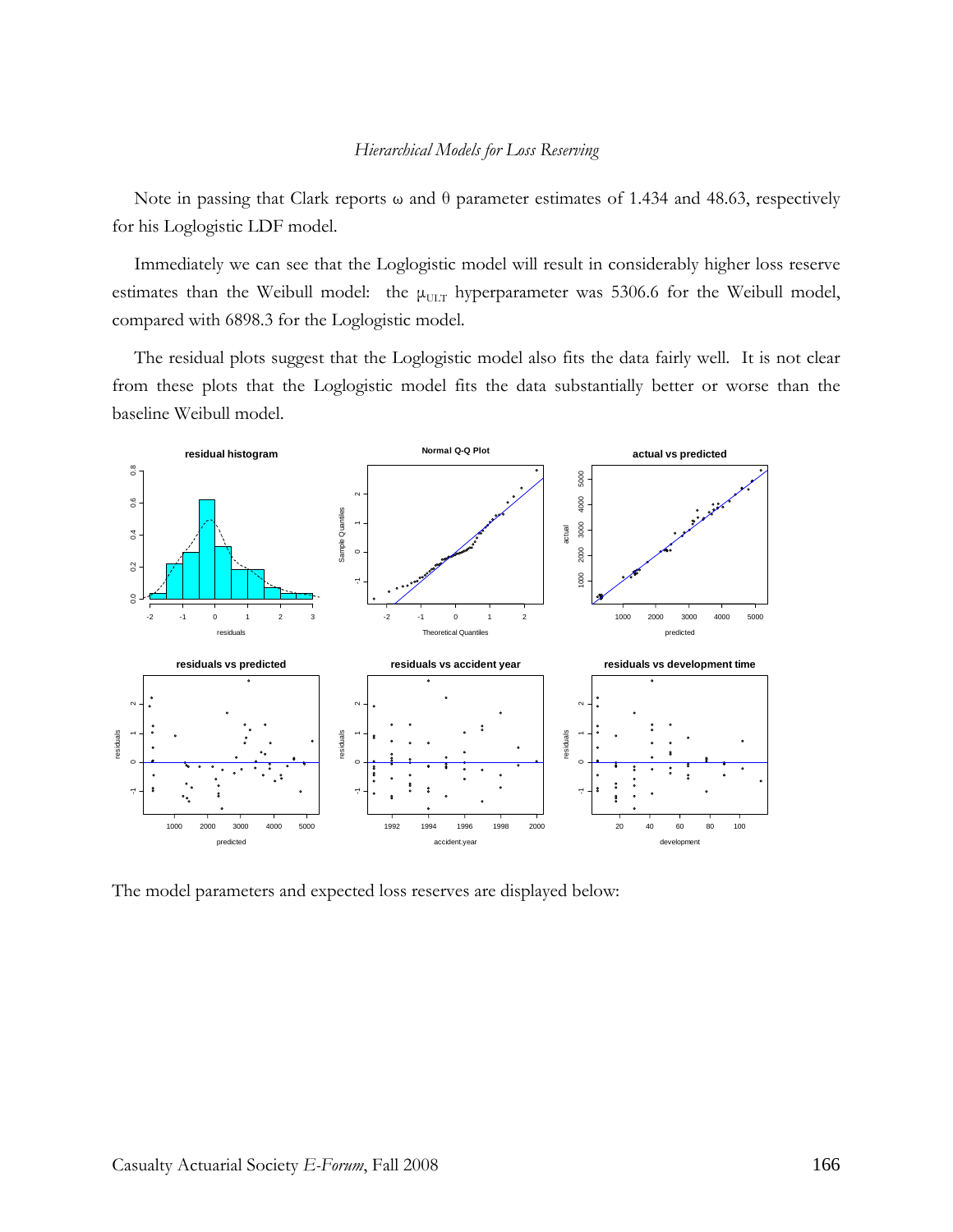Note in passing that Clark reports ω and θ parameter estimates of 1.434 and 48.63, respectively for his Loglogistic LDF model.

Immediately we can see that the Loglogistic model will result in considerably higher loss reserve estimates than the Weibull model: the $\mu_{ULT}$ hyperparameter was 5306.6 for the Weibull model, compared with 6898.3 for the Loglogistic model.

The residual plots suggest that the Loglogistic model also fits the data fairly well. It is not clear from these plots that the Loglogistic model fits the data substantially better or worse than the baseline Weibull model.

The model parameters and expected loss reserves are displayed below: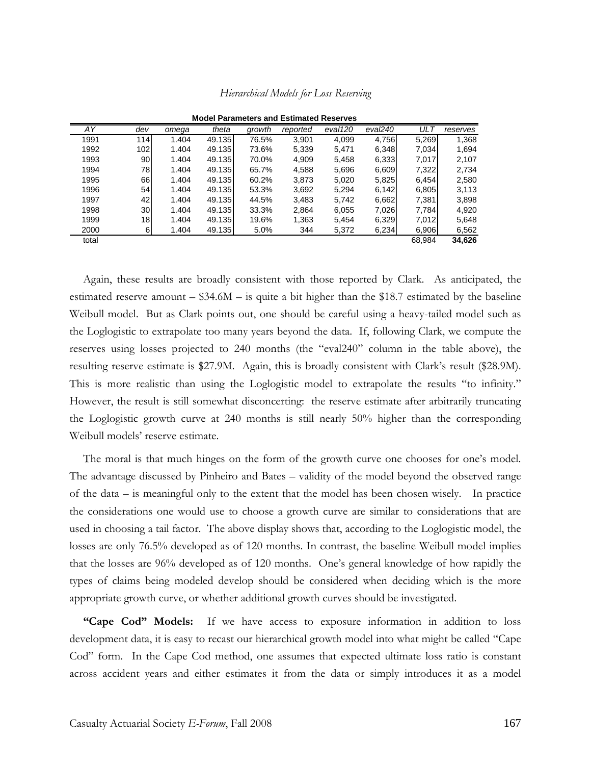**Model Parameters and Estimated Reserves**

| AY | dev | omega | theta | growth | reported | eval120 | eval240 | ULT | reserves |
|---|---|---|---|---|---|---|---|---|---|
| 1991 | 114 | 1.404 | 49.135 | 76.5% | 3,901 | 4,099 | 4,756 | 5,269 | 1,368 |
| 1992 | 102 | 1.404 | 49.135 | 73.6% | 5,339 | 5,471 | 6,348 | 7,034 | 1,694 |
| 1993 | 90 | 1.404 | 49.135 | 70.0% | 4,909 | 5,458 | 6,333 | 7,017 | 2,107 |
| 1994 | 78 | 1.404 | 49.135 | 65.7% | 4,588 | 5,696 | 6,609 | 7,322 | 2,734 |
| 1995 | 66 | 1.404 | 49.135 | 60.2% | 3,873 | 5,020 | 5,825 | 6,454 | 2,580 |
| 1996 | 54 | 1.404 | 49.135 | 53.3% | 3,692 | 5,294 | 6,142 | 6,805 | 3,113 |
| 1997 | 42 | 1.404 | 49.135 | 44.5% | 3,483 | 5,742 | 6,662 | 7,381 | 3,898 |
| 1998 | 30 | 1.404 | 49.135 | 33.3% | 2,864 | 6,055 | 7,026 | 7,784 | 4,920 |
| 1999 | 18 | 1.404 | 49.135 | 19.6% | 1,363 | 5,454 | 6,329 | 7,012 | 5,648 |
| 2000 | 6 | 1.404 | 49.135 | 5.0% | 344 | 5,372 | 6,234 | 6,906 | 6,562 |
| total | | | | | | | | 68,984 | **34,626** |

Again, these results are broadly consistent with those reported by Clark. As anticipated, the estimated reserve amount – \$34.6M – is quite a bit higher than the \$18.7 estimated by the baseline Weibull model. But as Clark points out, one should be careful using a heavy-tailed model such as the Loglogistic to extrapolate too many years beyond the data. If, following Clark, we compute the reserves using losses projected to 240 months (the "eval240" column in the table above), the resulting reserve estimate is \$27.9M. Again, this is broadly consistent with Clark's result (\$28.9M). This is more realistic than using the Loglogistic model to extrapolate the results "to infinity." However, the result is still somewhat disconcerting: the reserve estimate after arbitrarily truncating the Loglogistic growth curve at 240 months is still nearly 50% higher than the corresponding Weibull models' reserve estimate.

The moral is that much hinges on the form of the growth curve one chooses for one's model. The advantage discussed by Pinheiro and Bates – validity of the model beyond the observed range of the data – is meaningful only to the extent that the model has been chosen wisely. In practice the considerations one would use to choose a growth curve are similar to considerations that are used in choosing a tail factor. The above display shows that, according to the Loglogistic model, the losses are only 76.5% developed as of 120 months. In contrast, the baseline Weibull model implies that the losses are 96% developed as of 120 months. One's general knowledge of how rapidly the types of claims being modeled develop should be considered when deciding which is the more appropriate growth curve, or whether additional growth curves should be investigated.

**"Cape Cod" Models:** If we have access to exposure information in addition to loss development data, it is easy to recast our hierarchical growth model into what might be called "Cape Cod" form. In the Cape Cod method, one assumes that expected ultimate loss ratio is constant across accident years and either estimates it from the data or simply introduces it as a model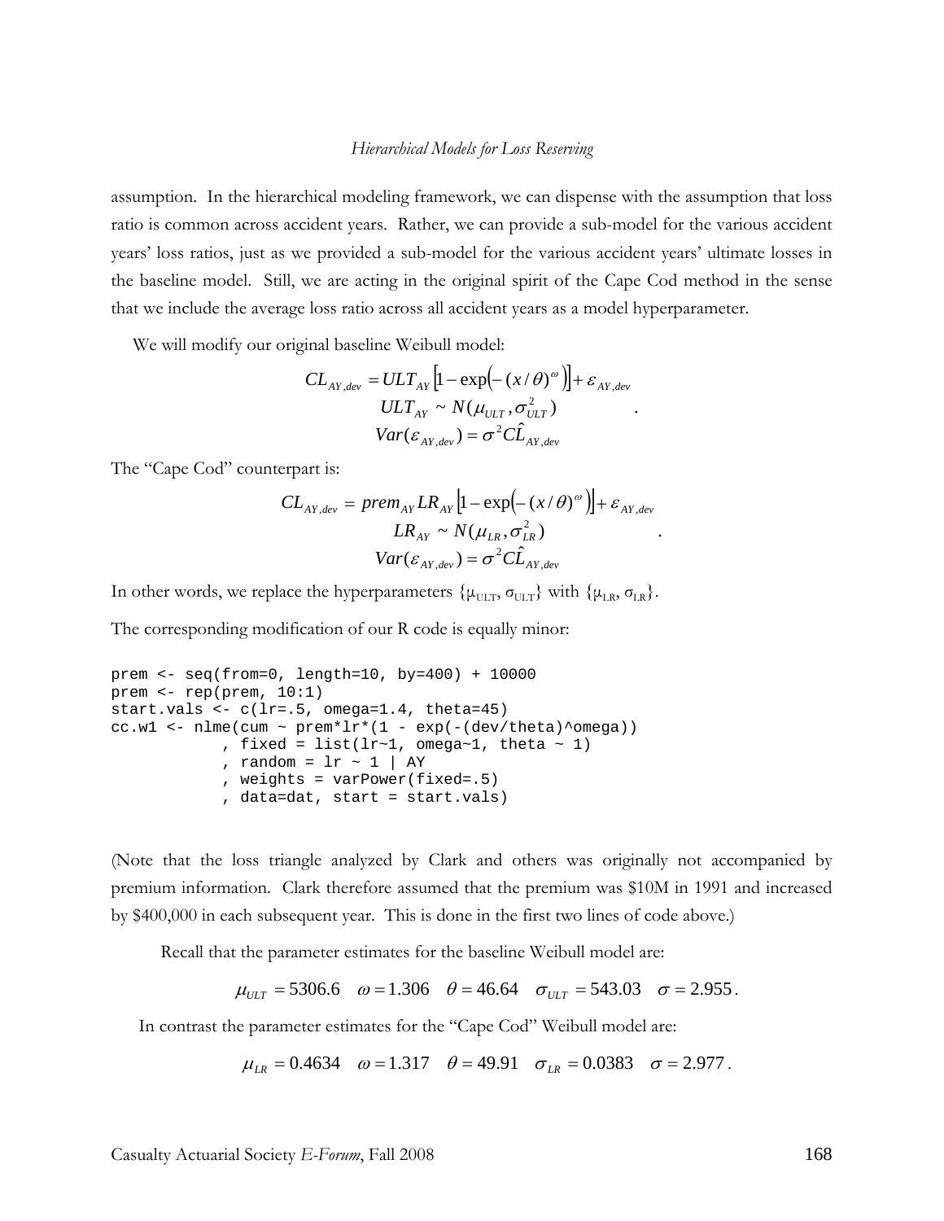assumption. In the hierarchical modeling framework, we can dispense with the assumption that loss ratio is common across accident years. Rather, we can provide a sub-model for the various accident years' loss ratios, just as we provided a sub-model for the various accident years' ultimate losses in the baseline model. Still, we are acting in the original spirit of the Cape Cod method in the sense that we include the average loss ratio across all accident years as a model hyperparameter.

We will modify our original baseline Weibull model:

$$\begin{gathered} CL_{AY,dev} = ULT_{AY}\left[1-\exp\left(-(x/\theta)^{\omega}\right)\right]+\varepsilon_{AY,dev} \\ ULT_{AY} \sim N(\mu_{ULT},\sigma_{ULT}^{2}) \\ Var(\varepsilon_{AY,dev}) = \sigma^{2}\hat{CL}_{AY,dev} \end{gathered}.$$

The "Cape Cod" counterpart is:

$$\begin{gathered} CL_{AY,dev} = prem_{AY}LR_{AY}\left[1-\exp\left(-(x/\theta)^{\omega}\right)\right]+\varepsilon_{AY,dev} \\ LR_{AY} \sim N(\mu_{LR},\sigma_{LR}^{2}) \\ Var(\varepsilon_{AY,dev}) = \sigma^{2}\hat{CL}_{AY,dev} \end{gathered}.$$

In other words, we replace the hyperparameters $\{\mu_{ULT}, \sigma_{ULT}\}$ with $\{\mu_{LR}, \sigma_{LR}\}$.

The corresponding modification of our R code is equally minor:

```
prem <- seq(from=0, length=10, by=400) + 10000
prem <- rep(prem, 10:1)
start.vals <- c(lr=.5, omega=1.4, theta=45)
cc.w1 <- nlme(cum ~ prem*lr*(1 - exp(-(dev/theta)^omega))
            , fixed = list(lr~1, omega~1, theta ~ 1)
            , random = lr ~ 1 | AY
            , weights = varPower(fixed=.5)
            , data=dat, start = start.vals)
```

(Note that the loss triangle analyzed by Clark and others was originally not accompanied by premium information. Clark therefore assumed that the premium was \$10M in 1991 and increased by \$400,000 in each subsequent year. This is done in the first two lines of code above.)

Recall that the parameter estimates for the baseline Weibull model are:

$$\mu_{ULT} = 5306.6 \quad \omega = 1.306 \quad \theta = 46.64 \quad \sigma_{ULT} = 543.03 \quad \sigma = 2.955.$$

In contrast the parameter estimates for the "Cape Cod" Weibull model are:

$$\mu_{LR} = 0.4634 \quad \omega = 1.317 \quad \theta = 49.91 \quad \sigma_{LR} = 0.0383 \quad \sigma = 2.977.$$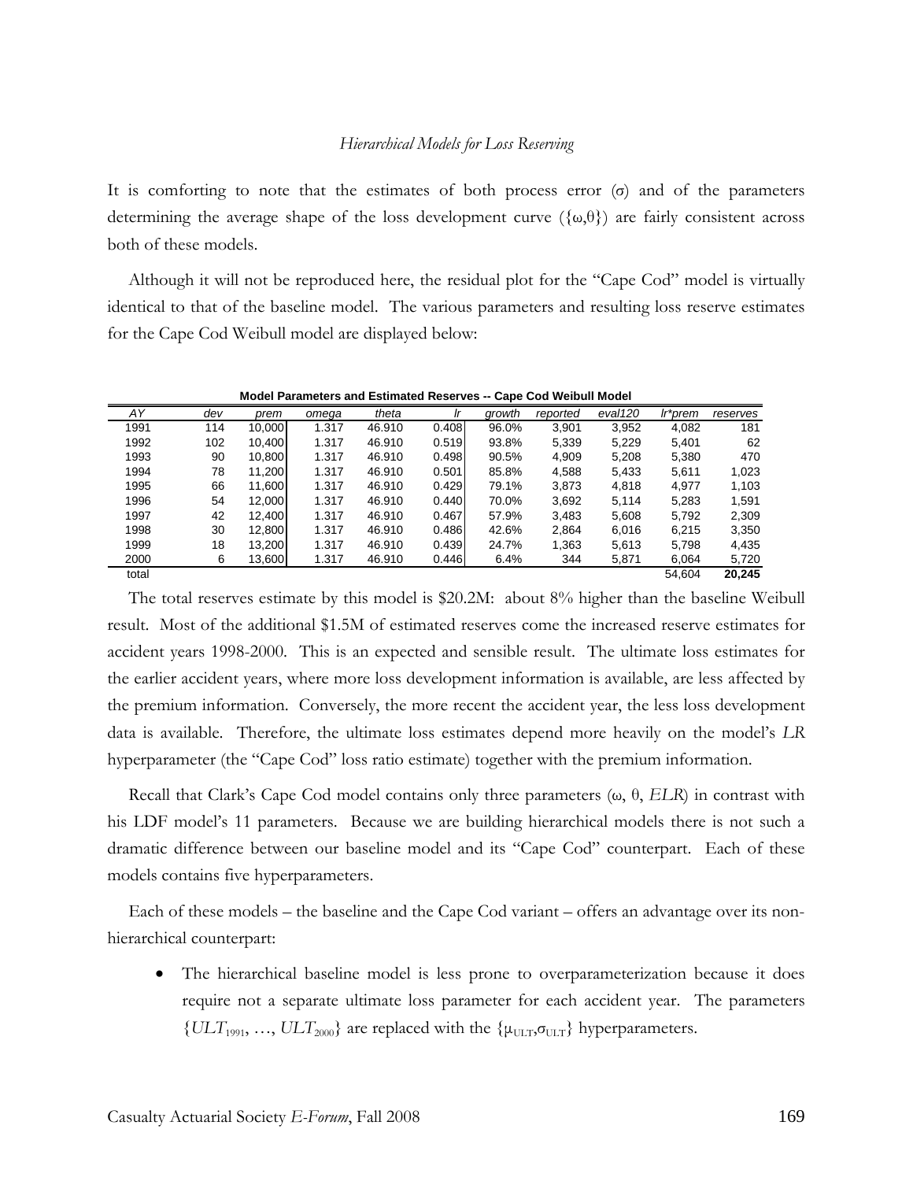It is comforting to note that the estimates of both process error ($\sigma$) and of the parameters determining the average shape of the loss development curve ($\{\omega,\theta\}$) are fairly consistent across both of these models.

Although it will not be reproduced here, the residual plot for the "Cape Cod" model is virtually identical to that of the baseline model. The various parameters and resulting loss reserve estimates for the Cape Cod Weibull model are displayed below:

**Model Parameters and Estimated Reserves -- Cape Cod Weibull Model**

| *AY* | *dev* | *prem* | *omega* | *theta* | *lr* | *growth* | *reported* | *eval120* | *lr\*prem* | *reserves* |
|---|---|---|---|---|---|---|---|---|---|---|
| 1991 | 114 | 10,000 | 1.317 | 46.910 | 0.408 | 96.0% | 3,901 | 3,952 | 4,082 | 181 |
| 1992 | 102 | 10,400 | 1.317 | 46.910 | 0.519 | 93.8% | 5,339 | 5,229 | 5,401 | 62 |
| 1993 | 90 | 10,800 | 1.317 | 46.910 | 0.498 | 90.5% | 4,909 | 5,208 | 5,380 | 470 |
| 1994 | 78 | 11,200 | 1.317 | 46.910 | 0.501 | 85.8% | 4,588 | 5,433 | 5,611 | 1,023 |
| 1995 | 66 | 11,600 | 1.317 | 46.910 | 0.429 | 79.1% | 3,873 | 4,818 | 4,977 | 1,103 |
| 1996 | 54 | 12,000 | 1.317 | 46.910 | 0.440 | 70.0% | 3,692 | 5,114 | 5,283 | 1,591 |
| 1997 | 42 | 12,400 | 1.317 | 46.910 | 0.467 | 57.9% | 3,483 | 5,608 | 5,792 | 2,309 |
| 1998 | 30 | 12,800 | 1.317 | 46.910 | 0.486 | 42.6% | 2,864 | 6,016 | 6,215 | 3,350 |
| 1999 | 18 | 13,200 | 1.317 | 46.910 | 0.439 | 24.7% | 1,363 | 5,613 | 5,798 | 4,435 |
| 2000 | 6 | 13,600 | 1.317 | 46.910 | 0.446 | 6.4% | 344 | 5,871 | 6,064 | 5,720 |
| total | | | | | | | | | 54,604 | **20,245** |

The total reserves estimate by this model is \$20.2M: about 8% higher than the baseline Weibull result. Most of the additional \$1.5M of estimated reserves come the increased reserve estimates for accident years 1998-2000. This is an expected and sensible result. The ultimate loss estimates for the earlier accident years, where more loss development information is available, are less affected by the premium information. Conversely, the more recent the accident year, the less loss development data is available. Therefore, the ultimate loss estimates depend more heavily on the model's *LR* hyperparameter (the "Cape Cod" loss ratio estimate) together with the premium information.

Recall that Clark's Cape Cod model contains only three parameters ($\omega$, $\theta$, *ELR*) in contrast with his LDF model's 11 parameters. Because we are building hierarchical models there is not such a dramatic difference between our baseline model and its "Cape Cod" counterpart. Each of these models contains five hyperparameters.

Each of these models – the baseline and the Cape Cod variant – offers an advantage over its non-hierarchical counterpart:

- The hierarchical baseline model is less prone to overparameterization because it does require not a separate ultimate loss parameter for each accident year. The parameters $\{ULT_{1991}, \ldots, ULT_{2000}\}$ are replaced with the $\{\mu_{ULT},\sigma_{ULT}\}$ hyperparameters.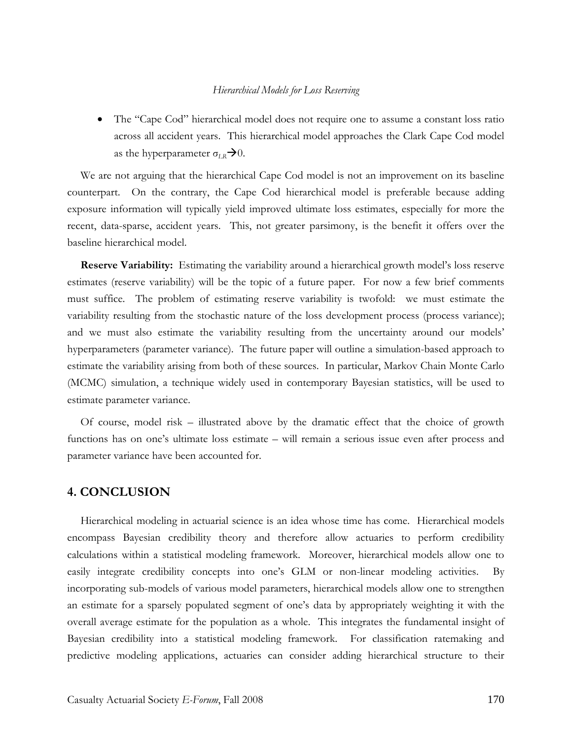- The "Cape Cod" hierarchical model does not require one to assume a constant loss ratio across all accident years. This hierarchical model approaches the Clark Cape Cod model as the hyperparameter $\sigma_{LR} \rightarrow 0$.

We are not arguing that the hierarchical Cape Cod model is not an improvement on its baseline counterpart. On the contrary, the Cape Cod hierarchical model is preferable because adding exposure information will typically yield improved ultimate loss estimates, especially for more the recent, data-sparse, accident years. This, not greater parsimony, is the benefit it offers over the baseline hierarchical model.

**Reserve Variability:** Estimating the variability around a hierarchical growth model's loss reserve estimates (reserve variability) will be the topic of a future paper. For now a few brief comments must suffice. The problem of estimating reserve variability is twofold: we must estimate the variability resulting from the stochastic nature of the loss development process (process variance); and we must also estimate the variability resulting from the uncertainty around our models' hyperparameters (parameter variance). The future paper will outline a simulation-based approach to estimate the variability arising from both of these sources. In particular, Markov Chain Monte Carlo (MCMC) simulation, a technique widely used in contemporary Bayesian statistics, will be used to estimate parameter variance.

Of course, model risk – illustrated above by the dramatic effect that the choice of growth functions has on one's ultimate loss estimate – will remain a serious issue even after process and parameter variance have been accounted for.

## 4. CONCLUSION

Hierarchical modeling in actuarial science is an idea whose time has come. Hierarchical models encompass Bayesian credibility theory and therefore allow actuaries to perform credibility calculations within a statistical modeling framework. Moreover, hierarchical models allow one to easily integrate credibility concepts into one's GLM or non-linear modeling activities. By incorporating sub-models of various model parameters, hierarchical models allow one to strengthen an estimate for a sparsely populated segment of one's data by appropriately weighting it with the overall average estimate for the population as a whole. This integrates the fundamental insight of Bayesian credibility into a statistical modeling framework. For classification ratemaking and predictive modeling applications, actuaries can consider adding hierarchical structure to their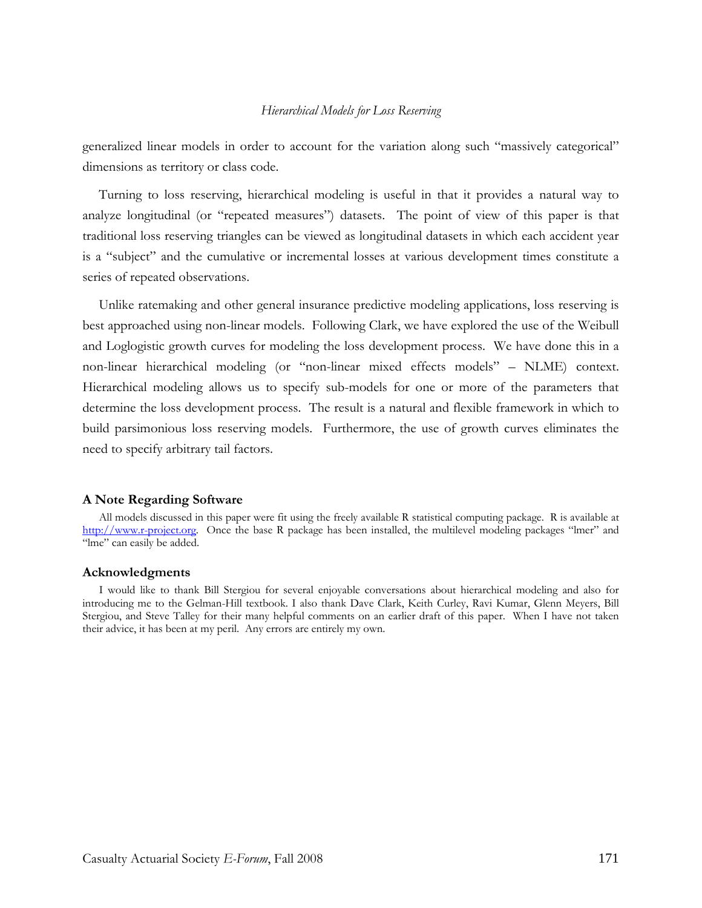generalized linear models in order to account for the variation along such "massively categorical" dimensions as territory or class code.

Turning to loss reserving, hierarchical modeling is useful in that it provides a natural way to analyze longitudinal (or "repeated measures") datasets. The point of view of this paper is that traditional loss reserving triangles can be viewed as longitudinal datasets in which each accident year is a "subject" and the cumulative or incremental losses at various development times constitute a series of repeated observations.

Unlike ratemaking and other general insurance predictive modeling applications, loss reserving is best approached using non-linear models. Following Clark, we have explored the use of the Weibull and Loglogistic growth curves for modeling the loss development process. We have done this in a non-linear hierarchical modeling (or "non-linear mixed effects models" – NLME) context. Hierarchical modeling allows us to specify sub-models for one or more of the parameters that determine the loss development process. The result is a natural and flexible framework in which to build parsimonious loss reserving models. Furthermore, the use of growth curves eliminates the need to specify arbitrary tail factors.

## A Note Regarding Software

All models discussed in this paper were fit using the freely available R statistical computing package. R is available at http://www.r-project.org. Once the base R package has been installed, the multilevel modeling packages "lmer" and "lme" can easily be added.

## Acknowledgments

I would like to thank Bill Stergiou for several enjoyable conversations about hierarchical modeling and also for introducing me to the Gelman-Hill textbook. I also thank Dave Clark, Keith Curley, Ravi Kumar, Glenn Meyers, Bill Stergiou, and Steve Talley for their many helpful comments on an earlier draft of this paper. When I have not taken their advice, it has been at my peril. Any errors are entirely my own.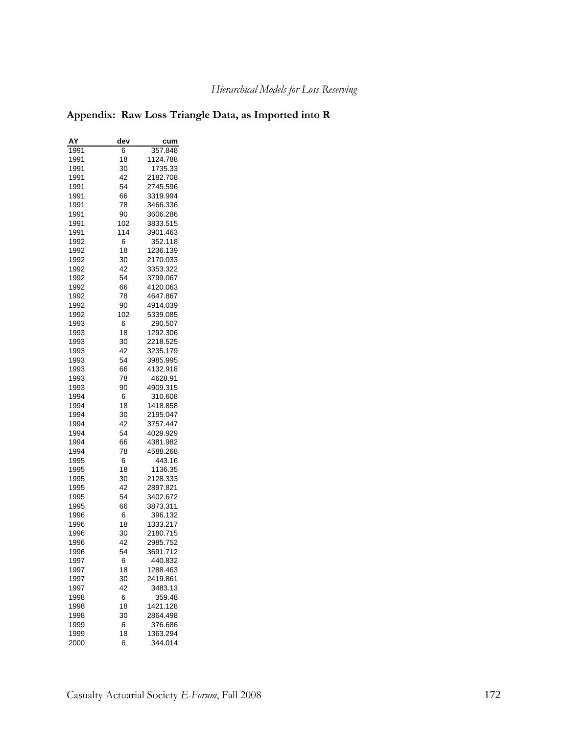## Appendix: Raw Loss Triangle Data, as Imported into R

| AY | dev | cum |
|---|---|---|
| 1991 | 6 | 357.848 |
| 1991 | 18 | 1124.788 |
| 1991 | 30 | 1735.33 |
| 1991 | 42 | 2182.708 |
| 1991 | 54 | 2745.596 |
| 1991 | 66 | 3319.994 |
| 1991 | 78 | 3466.336 |
| 1991 | 90 | 3606.286 |
| 1991 | 102 | 3833.515 |
| 1991 | 114 | 3901.463 |
| 1992 | 6 | 352.118 |
| 1992 | 18 | 1236.139 |
| 1992 | 30 | 2170.033 |
| 1992 | 42 | 3353.322 |
| 1992 | 54 | 3799.067 |
| 1992 | 66 | 4120.063 |
| 1992 | 78 | 4647.867 |
| 1992 | 90 | 4914.039 |
| 1992 | 102 | 5339.085 |
| 1993 | 6 | 290.507 |
| 1993 | 18 | 1292.306 |
| 1993 | 30 | 2218.525 |
| 1993 | 42 | 3235.179 |
| 1993 | 54 | 3985.995 |
| 1993 | 66 | 4132.918 |
| 1993 | 78 | 4628.91 |
| 1993 | 90 | 4909.315 |
| 1994 | 6 | 310.608 |
| 1994 | 18 | 1418.858 |
| 1994 | 30 | 2195.047 |
| 1994 | 42 | 3757.447 |
| 1994 | 54 | 4029.929 |
| 1994 | 66 | 4381.982 |
| 1994 | 78 | 4588.268 |
| 1995 | 6 | 443.16 |
| 1995 | 18 | 1136.35 |
| 1995 | 30 | 2128.333 |
| 1995 | 42 | 2897.821 |
| 1995 | 54 | 3402.672 |
| 1995 | 66 | 3873.311 |
| 1996 | 6 | 396.132 |
| 1996 | 18 | 1333.217 |
| 1996 | 30 | 2180.715 |
| 1996 | 42 | 2985.752 |
| 1996 | 54 | 3691.712 |
| 1997 | 6 | 440.832 |
| 1997 | 18 | 1288.463 |
| 1997 | 30 | 2419.861 |
| 1997 | 42 | 3483.13 |
| 1998 | 6 | 359.48 |
| 1998 | 18 | 1421.128 |
| 1998 | 30 | 2864.498 |
| 1999 | 6 | 376.686 |
| 1999 | 18 | 1363.294 |
| 2000 | 6 | 344.014 |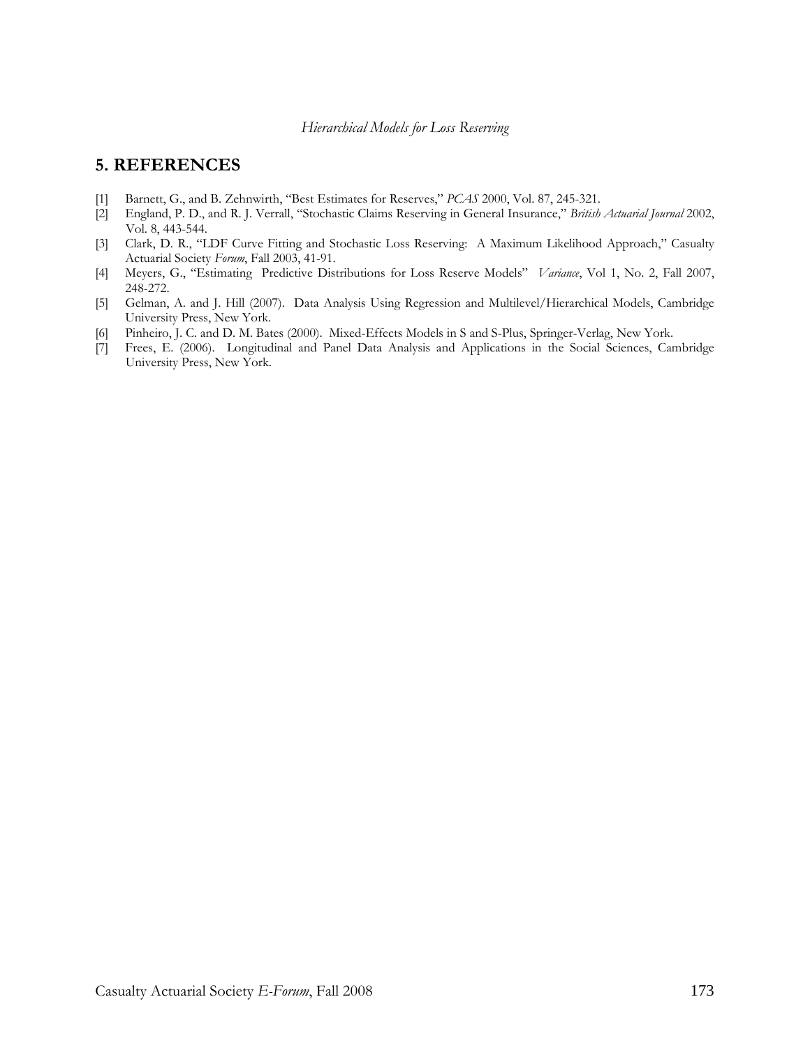## 5. REFERENCES

[1] Barnett, G., and B. Zehnwirth, "Best Estimates for Reserves," *PCAS* 2000, Vol. 87, 245-321.

[2] England, P. D., and R. J. Verrall, "Stochastic Claims Reserving in General Insurance," *British Actuarial Journal* 2002, Vol. 8, 443-544.

[3] Clark, D. R., "LDF Curve Fitting and Stochastic Loss Reserving: A Maximum Likelihood Approach," Casualty Actuarial Society *Forum*, Fall 2003, 41-91.

[4] Meyers, G., "Estimating Predictive Distributions for Loss Reserve Models" *Variance*, Vol 1, No. 2, Fall 2007, 248-272.

[5] Gelman, A. and J. Hill (2007). Data Analysis Using Regression and Multilevel/Hierarchical Models, Cambridge University Press, New York.

[6] Pinheiro, J. C. and D. M. Bates (2000). Mixed-Effects Models in S and S-Plus, Springer-Verlag, New York.

[7] Frees, E. (2006). Longitudinal and Panel Data Analysis and Applications in the Social Sciences, Cambridge University Press, New York.